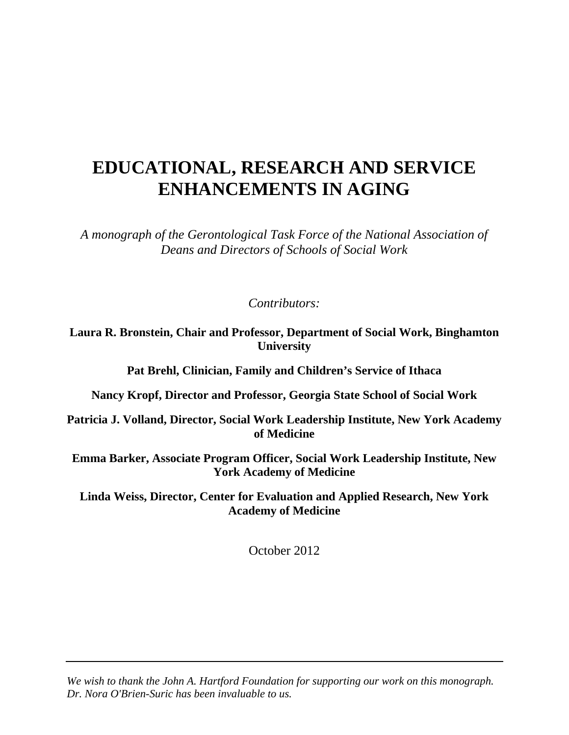# EDUCATIONAL, RESEARCH AND SERVICE ENHANCEMENTS IN AGING

*A monograph of the Gerontological Task Force of the National Association of Deans and Directors of Schools of Social Work*

*Contributors:*

**Laura R. Bronstein, Chair and Professor, Department of Social Work, Binghamton University**

**Pat Brehl, Clinician, Family and Children's Service of Ithaca**

**Nancy Kropf, Director and Professor, Georgia State School of Social Work**

**Patricia J. Volland, Director, Social Work Leadership Institute, New York Academy of Medicine**

**Emma Barker, Associate Program Officer, Social Work Leadership Institute, New York Academy of Medicine**

**Linda Weiss, Director, Center for Evaluation and Applied Research, New York Academy of Medicine**

October 2012

---

*We wish to thank the John A. Hartford Foundation for supporting our work on this monograph. Dr. Nora O'Brien-Suric has been invaluable to us.*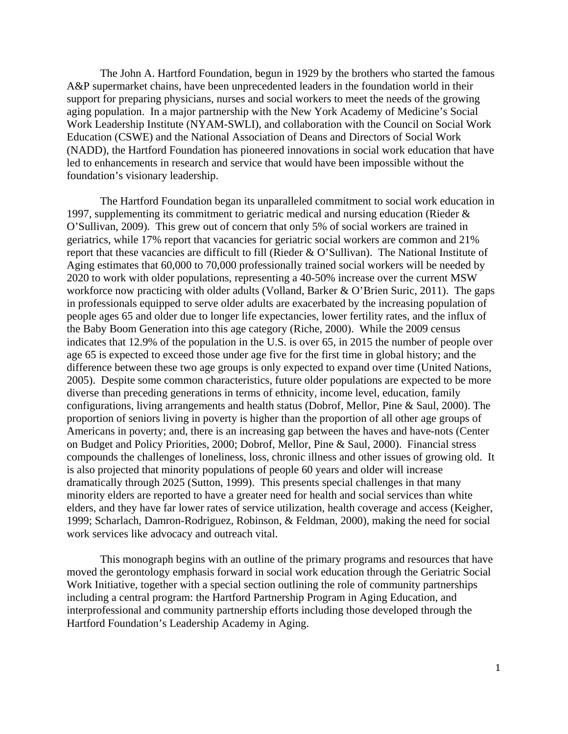The John A. Hartford Foundation, begun in 1929 by the brothers who started the famous A&P supermarket chains, have been unprecedented leaders in the foundation world in their support for preparing physicians, nurses and social workers to meet the needs of the growing aging population. In a major partnership with the New York Academy of Medicine's Social Work Leadership Institute (NYAM-SWLI), and collaboration with the Council on Social Work Education (CSWE) and the National Association of Deans and Directors of Social Work (NADD), the Hartford Foundation has pioneered innovations in social work education that have led to enhancements in research and service that would have been impossible without the foundation's visionary leadership.

The Hartford Foundation began its unparalleled commitment to social work education in 1997, supplementing its commitment to geriatric medical and nursing education (Rieder & O'Sullivan, 2009). This grew out of concern that only 5% of social workers are trained in geriatrics, while 17% report that vacancies for geriatric social workers are common and 21% report that these vacancies are difficult to fill (Rieder & O'Sullivan). The National Institute of Aging estimates that 60,000 to 70,000 professionally trained social workers will be needed by 2020 to work with older populations, representing a 40-50% increase over the current MSW workforce now practicing with older adults (Volland, Barker & O'Brien Suric, 2011). The gaps in professionals equipped to serve older adults are exacerbated by the increasing population of people ages 65 and older due to longer life expectancies, lower fertility rates, and the influx of the Baby Boom Generation into this age category (Riche, 2000). While the 2009 census indicates that 12.9% of the population in the U.S. is over 65, in 2015 the number of people over age 65 is expected to exceed those under age five for the first time in global history; and the difference between these two age groups is only expected to expand over time (United Nations, 2005). Despite some common characteristics, future older populations are expected to be more diverse than preceding generations in terms of ethnicity, income level, education, family configurations, living arrangements and health status (Dobrof, Mellor, Pine & Saul, 2000). The proportion of seniors living in poverty is higher than the proportion of all other age groups of Americans in poverty; and, there is an increasing gap between the haves and have-nots (Center on Budget and Policy Priorities, 2000; Dobrof, Mellor, Pine & Saul, 2000). Financial stress compounds the challenges of loneliness, loss, chronic illness and other issues of growing old. It is also projected that minority populations of people 60 years and older will increase dramatically through 2025 (Sutton, 1999). This presents special challenges in that many minority elders are reported to have a greater need for health and social services than white elders, and they have far lower rates of service utilization, health coverage and access (Keigher, 1999; Scharlach, Damron-Rodriguez, Robinson, & Feldman, 2000), making the need for social work services like advocacy and outreach vital.

This monograph begins with an outline of the primary programs and resources that have moved the gerontology emphasis forward in social work education through the Geriatric Social Work Initiative, together with a special section outlining the role of community partnerships including a central program: the Hartford Partnership Program in Aging Education, and interprofessional and community partnership efforts including those developed through the Hartford Foundation's Leadership Academy in Aging.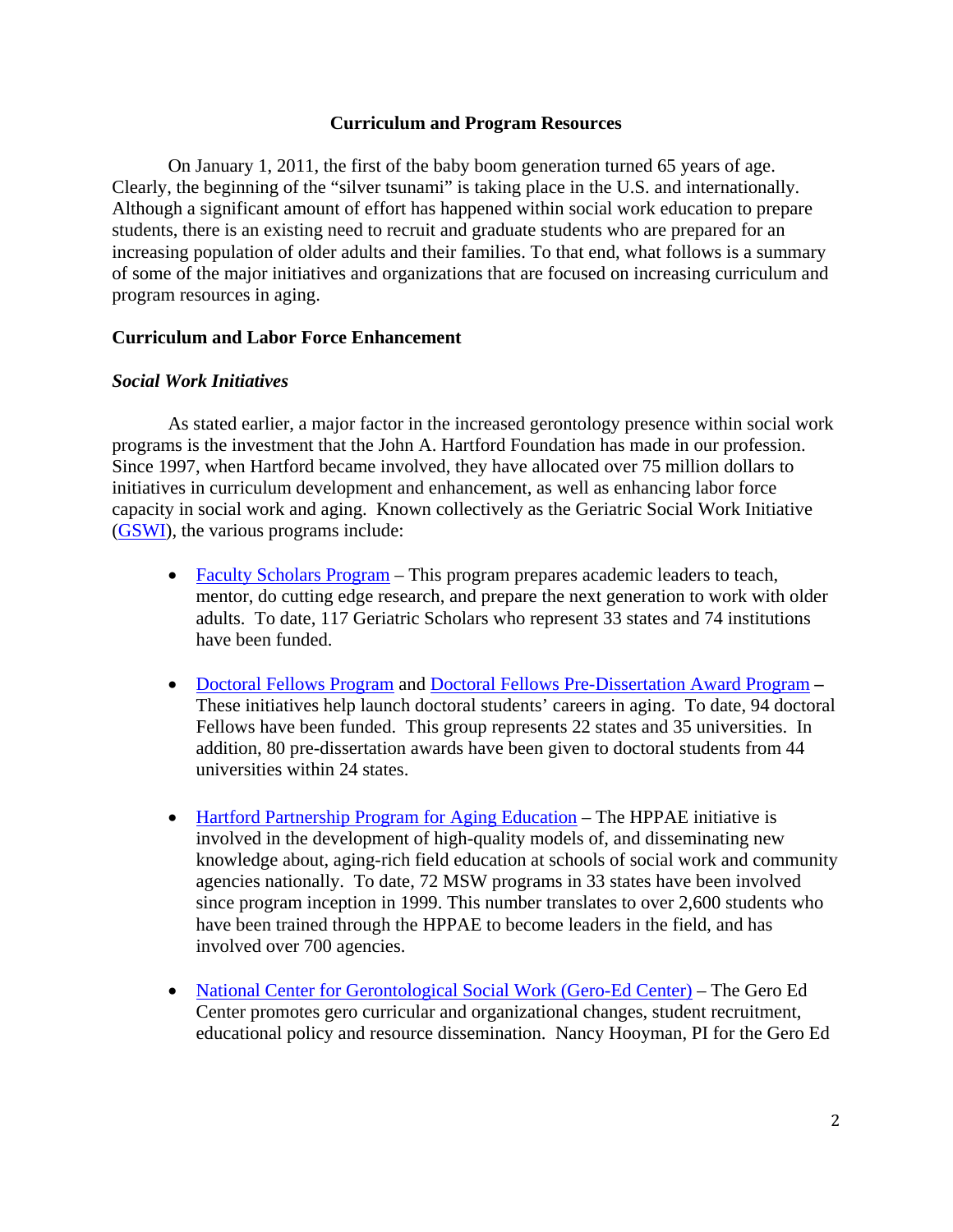## Curriculum and Program Resources

On January 1, 2011, the first of the baby boom generation turned 65 years of age. Clearly, the beginning of the "silver tsunami" is taking place in the U.S. and internationally. Although a significant amount of effort has happened within social work education to prepare students, there is an existing need to recruit and graduate students who are prepared for an increasing population of older adults and their families. To that end, what follows is a summary of some of the major initiatives and organizations that are focused on increasing curriculum and program resources in aging.

### Curriculum and Labor Force Enhancement

#### *Social Work Initiatives*

As stated earlier, a major factor in the increased gerontology presence within social work programs is the investment that the John A. Hartford Foundation has made in our profession. Since 1997, when Hartford became involved, they have allocated over 75 million dollars to initiatives in curriculum development and enhancement, as well as enhancing labor force capacity in social work and aging. Known collectively as the Geriatric Social Work Initiative (GSWI), the various programs include:

- Faculty Scholars Program – This program prepares academic leaders to teach, mentor, do cutting edge research, and prepare the next generation to work with older adults. To date, 117 Geriatric Scholars who represent 33 states and 74 institutions have been funded.

- Doctoral Fellows Program and Doctoral Fellows Pre-Dissertation Award Program – These initiatives help launch doctoral students' careers in aging. To date, 94 doctoral Fellows have been funded. This group represents 22 states and 35 universities. In addition, 80 pre-dissertation awards have been given to doctoral students from 44 universities within 24 states.

- Hartford Partnership Program for Aging Education – The HPPAE initiative is involved in the development of high-quality models of, and disseminating new knowledge about, aging-rich field education at schools of social work and community agencies nationally. To date, 72 MSW programs in 33 states have been involved since program inception in 1999. This number translates to over 2,600 students who have been trained through the HPPAE to become leaders in the field, and has involved over 700 agencies.

- National Center for Gerontological Social Work (Gero-Ed Center) – The Gero Ed Center promotes gero curricular and organizational changes, student recruitment, educational policy and resource dissemination. Nancy Hooyman, PI for the Gero Ed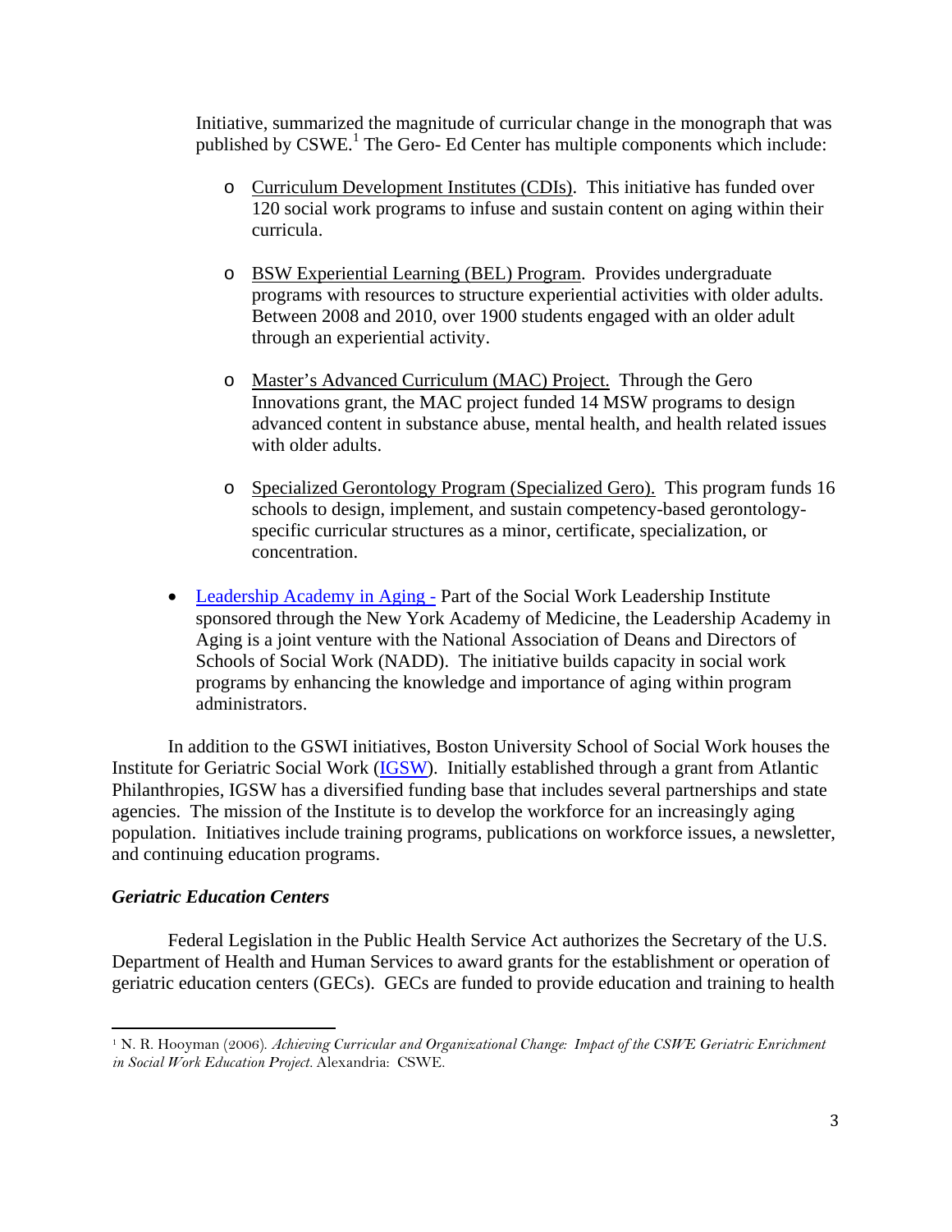Initiative, summarized the magnitude of curricular change in the monograph that was published by CSWE.[1] The Gero- Ed Center has multiple components which include:

- Curriculum Development Institutes (CDIs). This initiative has funded over 120 social work programs to infuse and sustain content on aging within their curricula.

- BSW Experiential Learning (BEL) Program. Provides undergraduate programs with resources to structure experiential activities with older adults. Between 2008 and 2010, over 1900 students engaged with an older adult through an experiential activity.

- Master's Advanced Curriculum (MAC) Project. Through the Gero Innovations grant, the MAC project funded 14 MSW programs to design advanced content in substance abuse, mental health, and health related issues with older adults.

- Specialized Gerontology Program (Specialized Gero). This program funds 16 schools to design, implement, and sustain competency-based gerontology-specific curricular structures as a minor, certificate, specialization, or concentration.

- Leadership Academy in Aging - Part of the Social Work Leadership Institute sponsored through the New York Academy of Medicine, the Leadership Academy in Aging is a joint venture with the National Association of Deans and Directors of Schools of Social Work (NADD). The initiative builds capacity in social work programs by enhancing the knowledge and importance of aging within program administrators.

In addition to the GSWI initiatives, Boston University School of Social Work houses the Institute for Geriatric Social Work (IGSW). Initially established through a grant from Atlantic Philanthropies, IGSW has a diversified funding base that includes several partnerships and state agencies. The mission of the Institute is to develop the workforce for an increasingly aging population. Initiatives include training programs, publications on workforce issues, a newsletter, and continuing education programs.

### *Geriatric Education Centers*

Federal Legislation in the Public Health Service Act authorizes the Secretary of the U.S. Department of Health and Human Services to award grants for the establishment or operation of geriatric education centers (GECs). GECs are funded to provide education and training to health

---

[1] N. R. Hooyman (2006). *Achieving Curricular and Organizational Change: Impact of the CSWE Geriatric Enrichment in Social Work Education Project.* Alexandria: CSWE.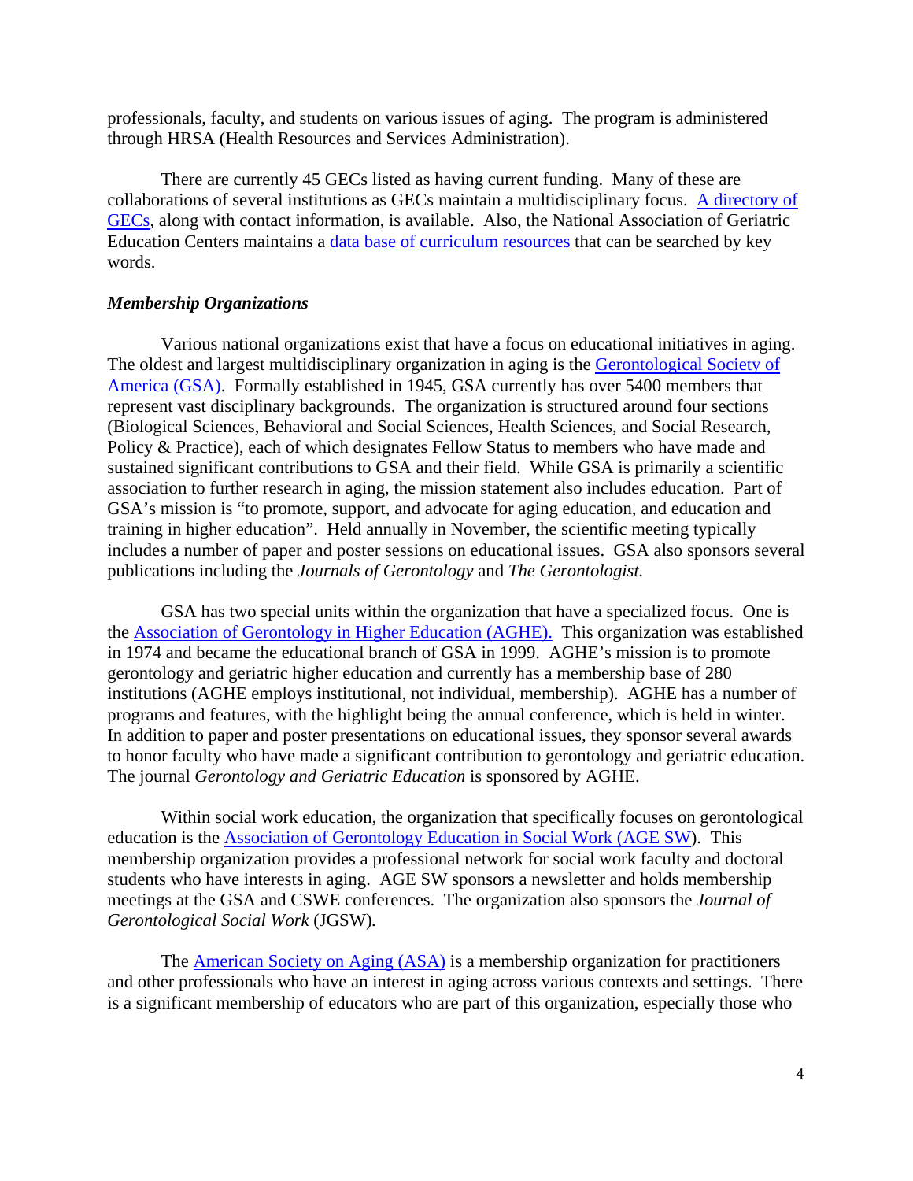professionals, faculty, and students on various issues of aging. The program is administered through HRSA (Health Resources and Services Administration).

There are currently 45 GECs listed as having current funding. Many of these are collaborations of several institutions as GECs maintain a multidisciplinary focus. A directory of GECs, along with contact information, is available. Also, the National Association of Geriatric Education Centers maintains a data base of curriculum resources that can be searched by key words.

### *Membership Organizations*

Various national organizations exist that have a focus on educational initiatives in aging. The oldest and largest multidisciplinary organization in aging is the Gerontological Society of America (GSA). Formally established in 1945, GSA currently has over 5400 members that represent vast disciplinary backgrounds. The organization is structured around four sections (Biological Sciences, Behavioral and Social Sciences, Health Sciences, and Social Research, Policy & Practice), each of which designates Fellow Status to members who have made and sustained significant contributions to GSA and their field. While GSA is primarily a scientific association to further research in aging, the mission statement also includes education. Part of GSA's mission is "to promote, support, and advocate for aging education, and education and training in higher education". Held annually in November, the scientific meeting typically includes a number of paper and poster sessions on educational issues. GSA also sponsors several publications including the *Journals of Gerontology* and *The Gerontologist.*

GSA has two special units within the organization that have a specialized focus. One is the Association of Gerontology in Higher Education (AGHE). This organization was established in 1974 and became the educational branch of GSA in 1999. AGHE's mission is to promote gerontology and geriatric higher education and currently has a membership base of 280 institutions (AGHE employs institutional, not individual, membership). AGHE has a number of programs and features, with the highlight being the annual conference, which is held in winter. In addition to paper and poster presentations on educational issues, they sponsor several awards to honor faculty who have made a significant contribution to gerontology and geriatric education. The journal *Gerontology and Geriatric Education* is sponsored by AGHE.

Within social work education, the organization that specifically focuses on gerontological education is the Association of Gerontology Education in Social Work (AGE SW). This membership organization provides a professional network for social work faculty and doctoral students who have interests in aging. AGE SW sponsors a newsletter and holds membership meetings at the GSA and CSWE conferences. The organization also sponsors the *Journal of Gerontological Social Work* (JGSW).

The American Society on Aging (ASA) is a membership organization for practitioners and other professionals who have an interest in aging across various contexts and settings. There is a significant membership of educators who are part of this organization, especially those who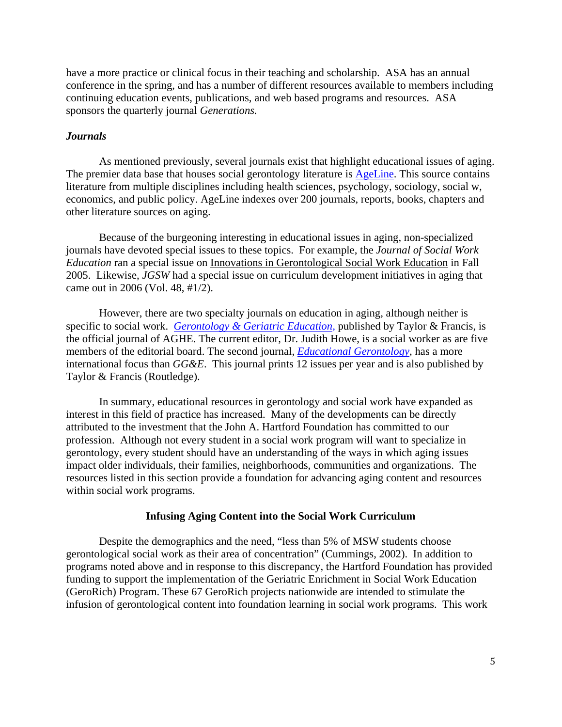have a more practice or clinical focus in their teaching and scholarship. ASA has an annual conference in the spring, and has a number of different resources available to members including continuing education events, publications, and web based programs and resources. ASA sponsors the quarterly journal *Generations.*

### *Journals*

As mentioned previously, several journals exist that highlight educational issues of aging. The premier data base that houses social gerontology literature is AgeLine. This source contains literature from multiple disciplines including health sciences, psychology, sociology, social w, economics, and public policy. AgeLine indexes over 200 journals, reports, books, chapters and other literature sources on aging.

Because of the burgeoning interesting in educational issues in aging, non-specialized journals have devoted special issues to these topics. For example, the *Journal of Social Work Education* ran a special issue on Innovations in Gerontological Social Work Education in Fall 2005. Likewise, *JGSW* had a special issue on curriculum development initiatives in aging that came out in 2006 (Vol. 48, #1/2).

However, there are two specialty journals on education in aging, although neither is specific to social work. *Gerontology & Geriatric Education,* published by Taylor & Francis, is the official journal of AGHE. The current editor, Dr. Judith Howe, is a social worker as are five members of the editorial board. The second journal, *Educational Gerontology*, has a more international focus than *GG&E*. This journal prints 12 issues per year and is also published by Taylor & Francis (Routledge).

In summary, educational resources in gerontology and social work have expanded as interest in this field of practice has increased. Many of the developments can be directly attributed to the investment that the John A. Hartford Foundation has committed to our profession. Although not every student in a social work program will want to specialize in gerontology, every student should have an understanding of the ways in which aging issues impact older individuals, their families, neighborhoods, communities and organizations. The resources listed in this section provide a foundation for advancing aging content and resources within social work programs.

## Infusing Aging Content into the Social Work Curriculum

Despite the demographics and the need, "less than 5% of MSW students choose gerontological social work as their area of concentration" (Cummings, 2002). In addition to programs noted above and in response to this discrepancy, the Hartford Foundation has provided funding to support the implementation of the Geriatric Enrichment in Social Work Education (GeroRich) Program. These 67 GeroRich projects nationwide are intended to stimulate the infusion of gerontological content into foundation learning in social work programs. This work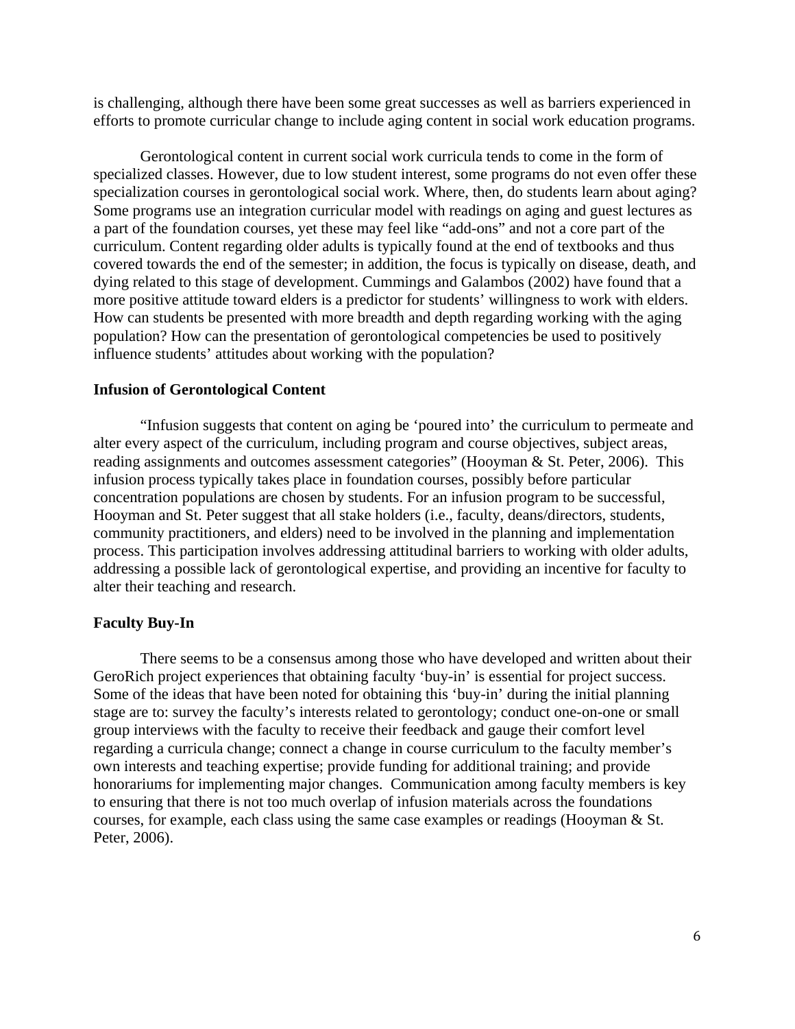is challenging, although there have been some great successes as well as barriers experienced in efforts to promote curricular change to include aging content in social work education programs.

Gerontological content in current social work curricula tends to come in the form of specialized classes. However, due to low student interest, some programs do not even offer these specialization courses in gerontological social work. Where, then, do students learn about aging? Some programs use an integration curricular model with readings on aging and guest lectures as a part of the foundation courses, yet these may feel like "add-ons" and not a core part of the curriculum. Content regarding older adults is typically found at the end of textbooks and thus covered towards the end of the semester; in addition, the focus is typically on disease, death, and dying related to this stage of development. Cummings and Galambos (2002) have found that a more positive attitude toward elders is a predictor for students' willingness to work with elders. How can students be presented with more breadth and depth regarding working with the aging population? How can the presentation of gerontological competencies be used to positively influence students' attitudes about working with the population?

### Infusion of Gerontological Content

"Infusion suggests that content on aging be 'poured into' the curriculum to permeate and alter every aspect of the curriculum, including program and course objectives, subject areas, reading assignments and outcomes assessment categories" (Hooyman & St. Peter, 2006). This infusion process typically takes place in foundation courses, possibly before particular concentration populations are chosen by students. For an infusion program to be successful, Hooyman and St. Peter suggest that all stake holders (i.e., faculty, deans/directors, students, community practitioners, and elders) need to be involved in the planning and implementation process. This participation involves addressing attitudinal barriers to working with older adults, addressing a possible lack of gerontological expertise, and providing an incentive for faculty to alter their teaching and research.

### Faculty Buy-In

There seems to be a consensus among those who have developed and written about their GeroRich project experiences that obtaining faculty 'buy-in' is essential for project success. Some of the ideas that have been noted for obtaining this 'buy-in' during the initial planning stage are to: survey the faculty's interests related to gerontology; conduct one-on-one or small group interviews with the faculty to receive their feedback and gauge their comfort level regarding a curricula change; connect a change in course curriculum to the faculty member's own interests and teaching expertise; provide funding for additional training; and provide honorariums for implementing major changes. Communication among faculty members is key to ensuring that there is not too much overlap of infusion materials across the foundations courses, for example, each class using the same case examples or readings (Hooyman & St. Peter, 2006).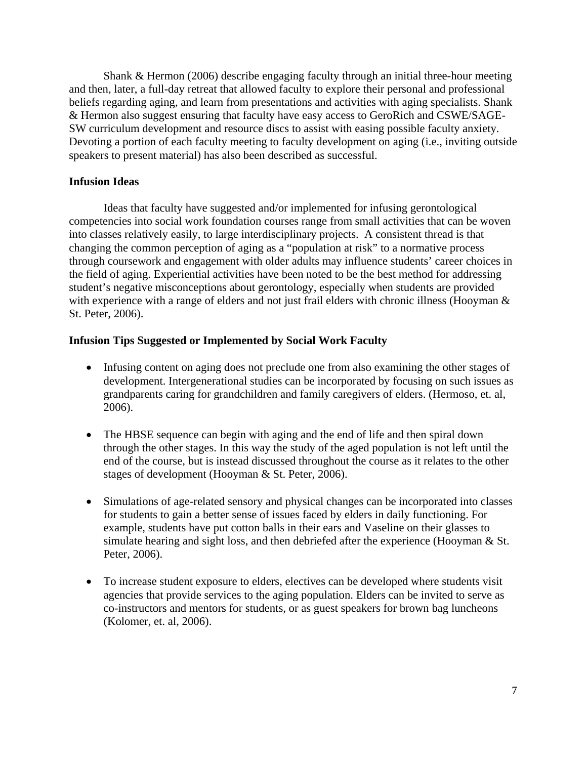Shank & Hermon (2006) describe engaging faculty through an initial three-hour meeting and then, later, a full-day retreat that allowed faculty to explore their personal and professional beliefs regarding aging, and learn from presentations and activities with aging specialists. Shank & Hermon also suggest ensuring that faculty have easy access to GeroRich and CSWE/SAGE-SW curriculum development and resource discs to assist with easing possible faculty anxiety. Devoting a portion of each faculty meeting to faculty development on aging (i.e., inviting outside speakers to present material) has also been described as successful.

**Infusion Ideas**

Ideas that faculty have suggested and/or implemented for infusing gerontological competencies into social work foundation courses range from small activities that can be woven into classes relatively easily, to large interdisciplinary projects. A consistent thread is that changing the common perception of aging as a "population at risk" to a normative process through coursework and engagement with older adults may influence students' career choices in the field of aging. Experiential activities have been noted to be the best method for addressing student's negative misconceptions about gerontology, especially when students are provided with experience with a range of elders and not just frail elders with chronic illness (Hooyman & St. Peter, 2006).

**Infusion Tips Suggested or Implemented by Social Work Faculty**

- Infusing content on aging does not preclude one from also examining the other stages of development. Intergenerational studies can be incorporated by focusing on such issues as grandparents caring for grandchildren and family caregivers of elders. (Hermoso, et. al, 2006).

- The HBSE sequence can begin with aging and the end of life and then spiral down through the other stages. In this way the study of the aged population is not left until the end of the course, but is instead discussed throughout the course as it relates to the other stages of development (Hooyman & St. Peter, 2006).

- Simulations of age-related sensory and physical changes can be incorporated into classes for students to gain a better sense of issues faced by elders in daily functioning. For example, students have put cotton balls in their ears and Vaseline on their glasses to simulate hearing and sight loss, and then debriefed after the experience (Hooyman & St. Peter, 2006).

- To increase student exposure to elders, electives can be developed where students visit agencies that provide services to the aging population. Elders can be invited to serve as co-instructors and mentors for students, or as guest speakers for brown bag luncheons (Kolomer, et. al, 2006).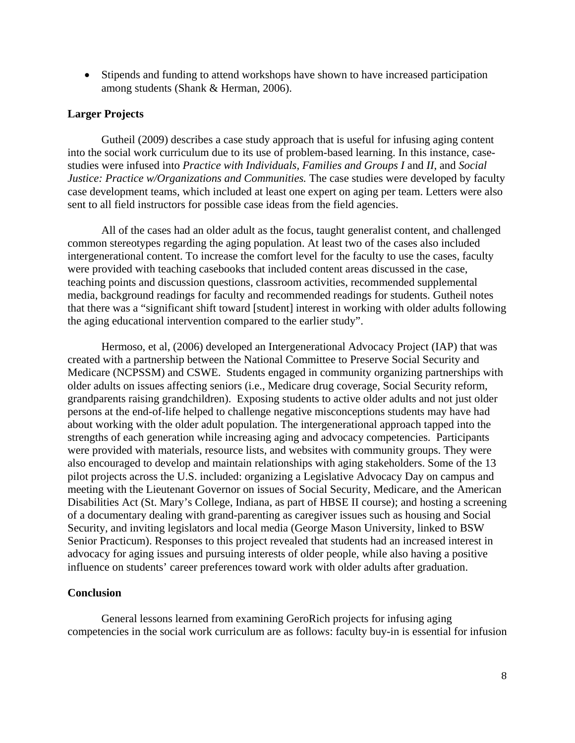- Stipends and funding to attend workshops have shown to have increased participation among students (Shank & Herman, 2006).

### Larger Projects

Gutheil (2009) describes a case study approach that is useful for infusing aging content into the social work curriculum due to its use of problem-based learning. In this instance, case-studies were infused into *Practice with Individuals, Families and Groups I* and *II*, and *Social Justice: Practice w/Organizations and Communities.* The case studies were developed by faculty case development teams, which included at least one expert on aging per team. Letters were also sent to all field instructors for possible case ideas from the field agencies.

All of the cases had an older adult as the focus, taught generalist content, and challenged common stereotypes regarding the aging population. At least two of the cases also included intergenerational content. To increase the comfort level for the faculty to use the cases, faculty were provided with teaching casebooks that included content areas discussed in the case, teaching points and discussion questions, classroom activities, recommended supplemental media, background readings for faculty and recommended readings for students. Gutheil notes that there was a "significant shift toward [student] interest in working with older adults following the aging educational intervention compared to the earlier study".

Hermoso, et al, (2006) developed an Intergenerational Advocacy Project (IAP) that was created with a partnership between the National Committee to Preserve Social Security and Medicare (NCPSSM) and CSWE. Students engaged in community organizing partnerships with older adults on issues affecting seniors (i.e., Medicare drug coverage, Social Security reform, grandparents raising grandchildren). Exposing students to active older adults and not just older persons at the end-of-life helped to challenge negative misconceptions students may have had about working with the older adult population. The intergenerational approach tapped into the strengths of each generation while increasing aging and advocacy competencies. Participants were provided with materials, resource lists, and websites with community groups. They were also encouraged to develop and maintain relationships with aging stakeholders. Some of the 13 pilot projects across the U.S. included: organizing a Legislative Advocacy Day on campus and meeting with the Lieutenant Governor on issues of Social Security, Medicare, and the American Disabilities Act (St. Mary's College, Indiana, as part of HBSE II course); and hosting a screening of a documentary dealing with grand-parenting as caregiver issues such as housing and Social Security, and inviting legislators and local media (George Mason University, linked to BSW Senior Practicum). Responses to this project revealed that students had an increased interest in advocacy for aging issues and pursuing interests of older people, while also having a positive influence on students' career preferences toward work with older adults after graduation.

### Conclusion

General lessons learned from examining GeroRich projects for infusing aging competencies in the social work curriculum are as follows: faculty buy-in is essential for infusion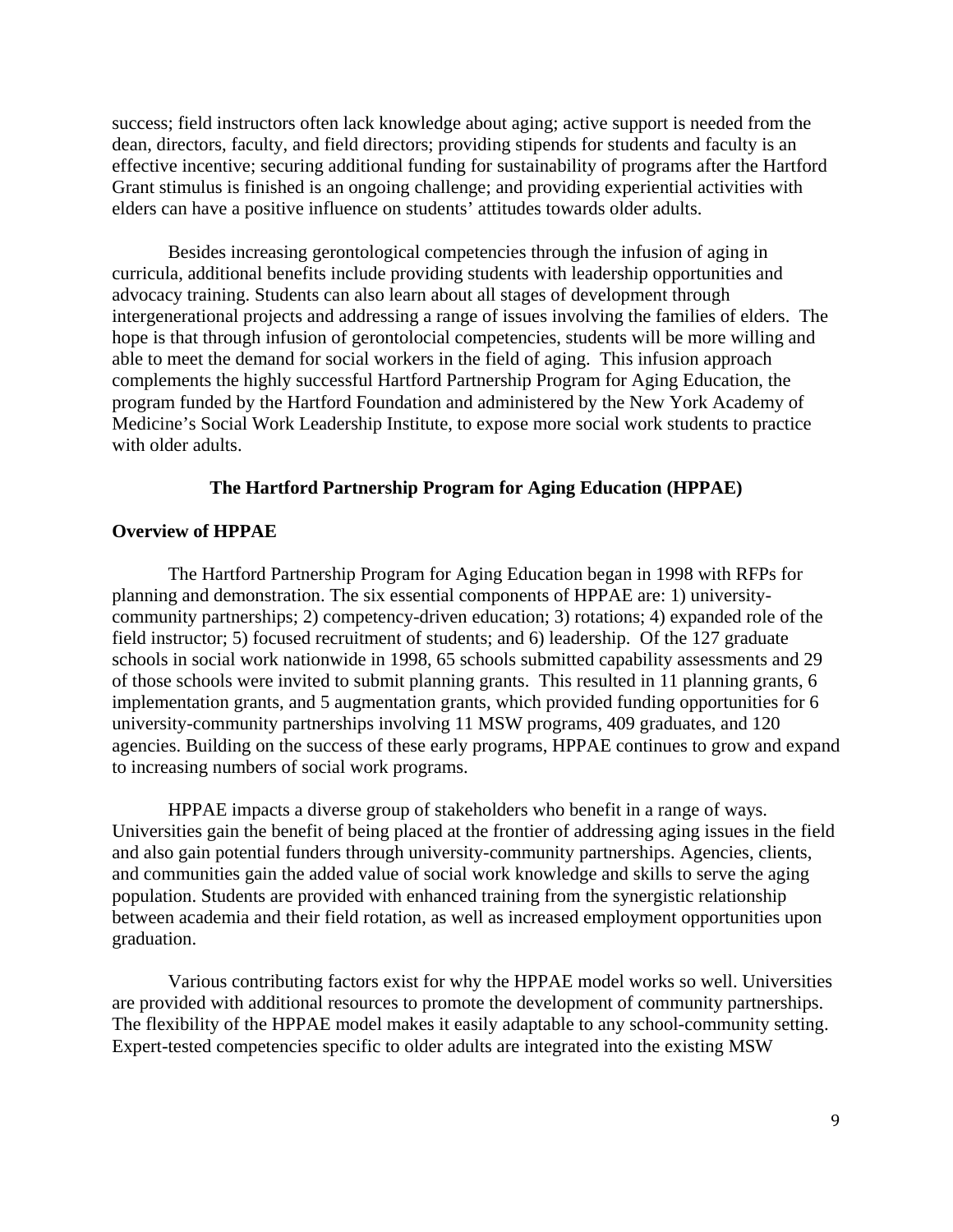success; field instructors often lack knowledge about aging; active support is needed from the dean, directors, faculty, and field directors; providing stipends for students and faculty is an effective incentive; securing additional funding for sustainability of programs after the Hartford Grant stimulus is finished is an ongoing challenge; and providing experiential activities with elders can have a positive influence on students' attitudes towards older adults.

Besides increasing gerontological competencies through the infusion of aging in curricula, additional benefits include providing students with leadership opportunities and advocacy training. Students can also learn about all stages of development through intergenerational projects and addressing a range of issues involving the families of elders. The hope is that through infusion of gerontolocial competencies, students will be more willing and able to meet the demand for social workers in the field of aging. This infusion approach complements the highly successful Hartford Partnership Program for Aging Education, the program funded by the Hartford Foundation and administered by the New York Academy of Medicine's Social Work Leadership Institute, to expose more social work students to practice with older adults.

## The Hartford Partnership Program for Aging Education (HPPAE)

### Overview of HPPAE

The Hartford Partnership Program for Aging Education began in 1998 with RFPs for planning and demonstration. The six essential components of HPPAE are: 1) university-community partnerships; 2) competency-driven education; 3) rotations; 4) expanded role of the field instructor; 5) focused recruitment of students; and 6) leadership. Of the 127 graduate schools in social work nationwide in 1998, 65 schools submitted capability assessments and 29 of those schools were invited to submit planning grants. This resulted in 11 planning grants, 6 implementation grants, and 5 augmentation grants, which provided funding opportunities for 6 university-community partnerships involving 11 MSW programs, 409 graduates, and 120 agencies. Building on the success of these early programs, HPPAE continues to grow and expand to increasing numbers of social work programs.

HPPAE impacts a diverse group of stakeholders who benefit in a range of ways. Universities gain the benefit of being placed at the frontier of addressing aging issues in the field and also gain potential funders through university-community partnerships. Agencies, clients, and communities gain the added value of social work knowledge and skills to serve the aging population. Students are provided with enhanced training from the synergistic relationship between academia and their field rotation, as well as increased employment opportunities upon graduation.

Various contributing factors exist for why the HPPAE model works so well. Universities are provided with additional resources to promote the development of community partnerships. The flexibility of the HPPAE model makes it easily adaptable to any school-community setting. Expert-tested competencies specific to older adults are integrated into the existing MSW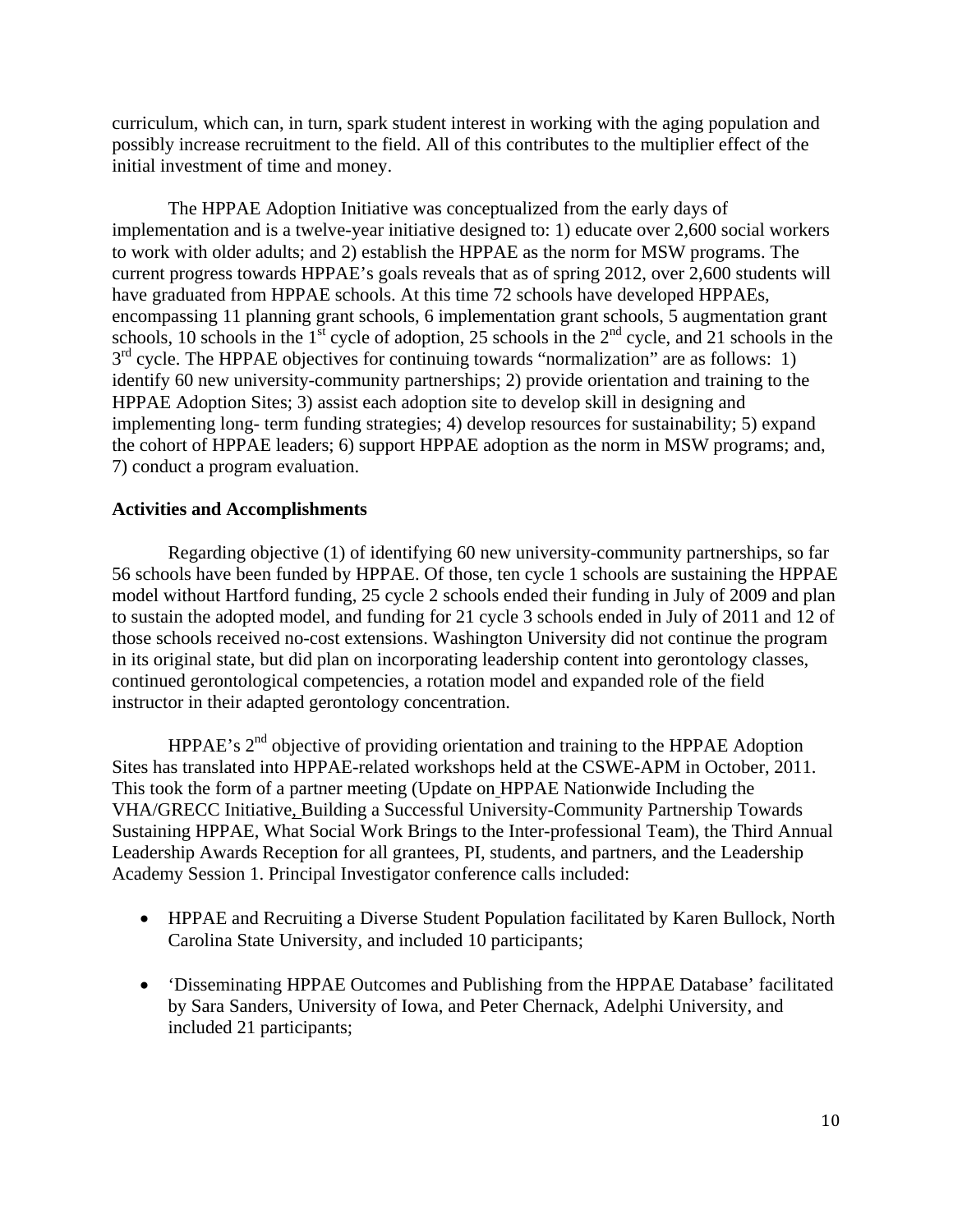curriculum, which can, in turn, spark student interest in working with the aging population and possibly increase recruitment to the field. All of this contributes to the multiplier effect of the initial investment of time and money.

The HPPAE Adoption Initiative was conceptualized from the early days of implementation and is a twelve-year initiative designed to: 1) educate over 2,600 social workers to work with older adults; and 2) establish the HPPAE as the norm for MSW programs. The current progress towards HPPAE's goals reveals that as of spring 2012, over 2,600 students will have graduated from HPPAE schools. At this time 72 schools have developed HPPAEs, encompassing 11 planning grant schools, 6 implementation grant schools, 5 augmentation grant schools, 10 schools in the 1st cycle of adoption, 25 schools in the 2nd cycle, and 21 schools in the 3rd cycle. The HPPAE objectives for continuing towards "normalization" are as follows: 1) identify 60 new university-community partnerships; 2) provide orientation and training to the HPPAE Adoption Sites; 3) assist each adoption site to develop skill in designing and implementing long- term funding strategies; 4) develop resources for sustainability; 5) expand the cohort of HPPAE leaders; 6) support HPPAE adoption as the norm in MSW programs; and, 7) conduct a program evaluation.

**Activities and Accomplishments**

Regarding objective (1) of identifying 60 new university-community partnerships, so far 56 schools have been funded by HPPAE. Of those, ten cycle 1 schools are sustaining the HPPAE model without Hartford funding, 25 cycle 2 schools ended their funding in July of 2009 and plan to sustain the adopted model, and funding for 21 cycle 3 schools ended in July of 2011 and 12 of those schools received no-cost extensions. Washington University did not continue the program in its original state, but did plan on incorporating leadership content into gerontology classes, continued gerontological competencies, a rotation model and expanded role of the field instructor in their adapted gerontology concentration.

HPPAE's 2nd objective of providing orientation and training to the HPPAE Adoption Sites has translated into HPPAE-related workshops held at the CSWE-APM in October, 2011. This took the form of a partner meeting (Update on HPPAE Nationwide Including the VHA/GRECC Initiative, Building a Successful University-Community Partnership Towards Sustaining HPPAE, What Social Work Brings to the Inter-professional Team), the Third Annual Leadership Awards Reception for all grantees, PI, students, and partners, and the Leadership Academy Session 1. Principal Investigator conference calls included:

- HPPAE and Recruiting a Diverse Student Population facilitated by Karen Bullock, North Carolina State University, and included 10 participants;
- 'Disseminating HPPAE Outcomes and Publishing from the HPPAE Database' facilitated by Sara Sanders, University of Iowa, and Peter Chernack, Adelphi University, and included 21 participants;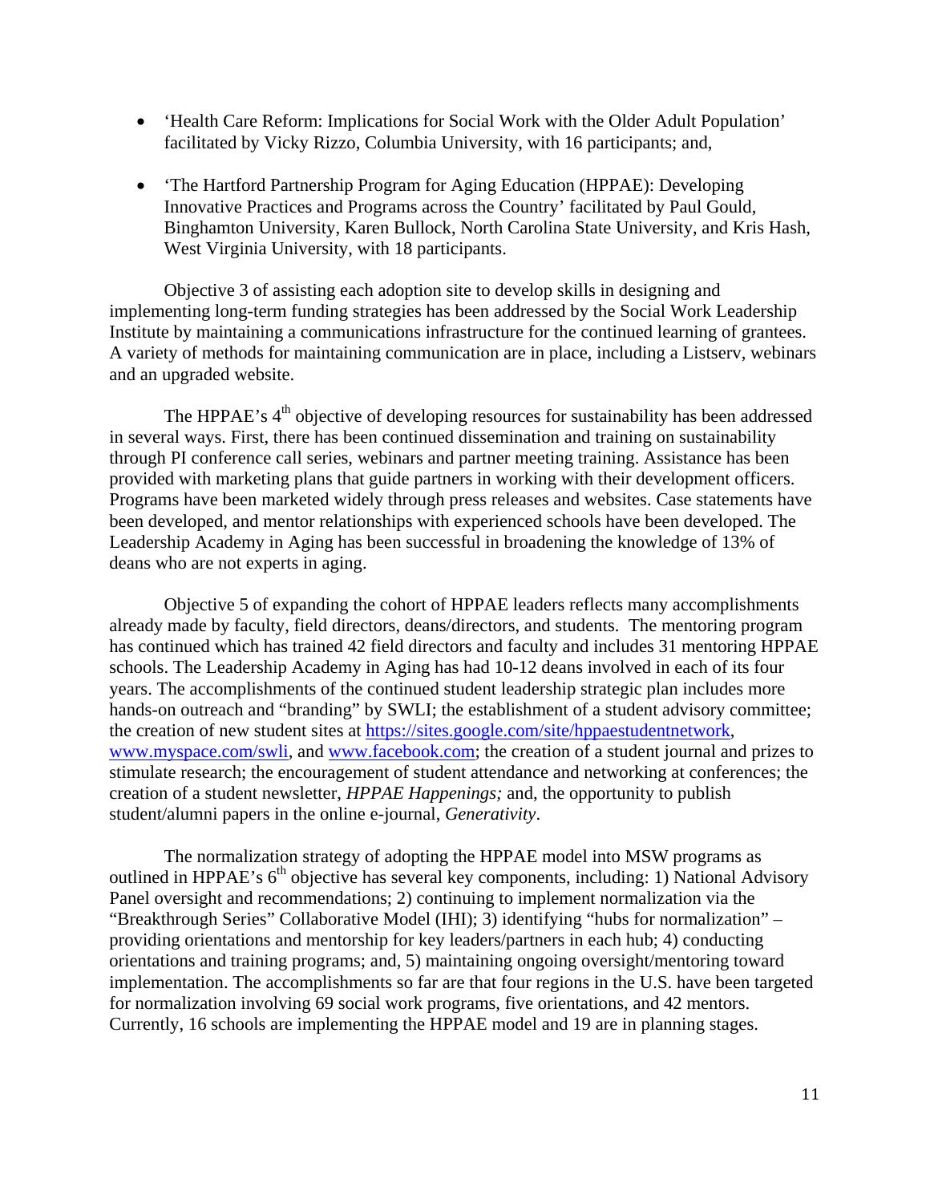- 'Health Care Reform: Implications for Social Work with the Older Adult Population' facilitated by Vicky Rizzo, Columbia University, with 16 participants; and,

- 'The Hartford Partnership Program for Aging Education (HPPAE): Developing Innovative Practices and Programs across the Country' facilitated by Paul Gould, Binghamton University, Karen Bullock, North Carolina State University, and Kris Hash, West Virginia University, with 18 participants.

Objective 3 of assisting each adoption site to develop skills in designing and implementing long-term funding strategies has been addressed by the Social Work Leadership Institute by maintaining a communications infrastructure for the continued learning of grantees. A variety of methods for maintaining communication are in place, including a Listserv, webinars and an upgraded website.

The HPPAE's 4th objective of developing resources for sustainability has been addressed in several ways. First, there has been continued dissemination and training on sustainability through PI conference call series, webinars and partner meeting training. Assistance has been provided with marketing plans that guide partners in working with their development officers. Programs have been marketed widely through press releases and websites. Case statements have been developed, and mentor relationships with experienced schools have been developed. The Leadership Academy in Aging has been successful in broadening the knowledge of 13% of deans who are not experts in aging.

Objective 5 of expanding the cohort of HPPAE leaders reflects many accomplishments already made by faculty, field directors, deans/directors, and students. The mentoring program has continued which has trained 42 field directors and faculty and includes 31 mentoring HPPAE schools. The Leadership Academy in Aging has had 10-12 deans involved in each of its four years. The accomplishments of the continued student leadership strategic plan includes more hands-on outreach and "branding" by SWLI; the establishment of a student advisory committee; the creation of new student sites at https://sites.google.com/site/hppaestudentnetwork, www.myspace.com/swli, and www.facebook.com; the creation of a student journal and prizes to stimulate research; the encouragement of student attendance and networking at conferences; the creation of a student newsletter, *HPPAE Happenings;* and, the opportunity to publish student/alumni papers in the online e-journal, *Generativity*.

The normalization strategy of adopting the HPPAE model into MSW programs as outlined in HPPAE's 6th objective has several key components, including: 1) National Advisory Panel oversight and recommendations; 2) continuing to implement normalization via the "Breakthrough Series" Collaborative Model (IHI); 3) identifying "hubs for normalization" – providing orientations and mentorship for key leaders/partners in each hub; 4) conducting orientations and training programs; and, 5) maintaining ongoing oversight/mentoring toward implementation. The accomplishments so far are that four regions in the U.S. have been targeted for normalization involving 69 social work programs, five orientations, and 42 mentors. Currently, 16 schools are implementing the HPPAE model and 19 are in planning stages.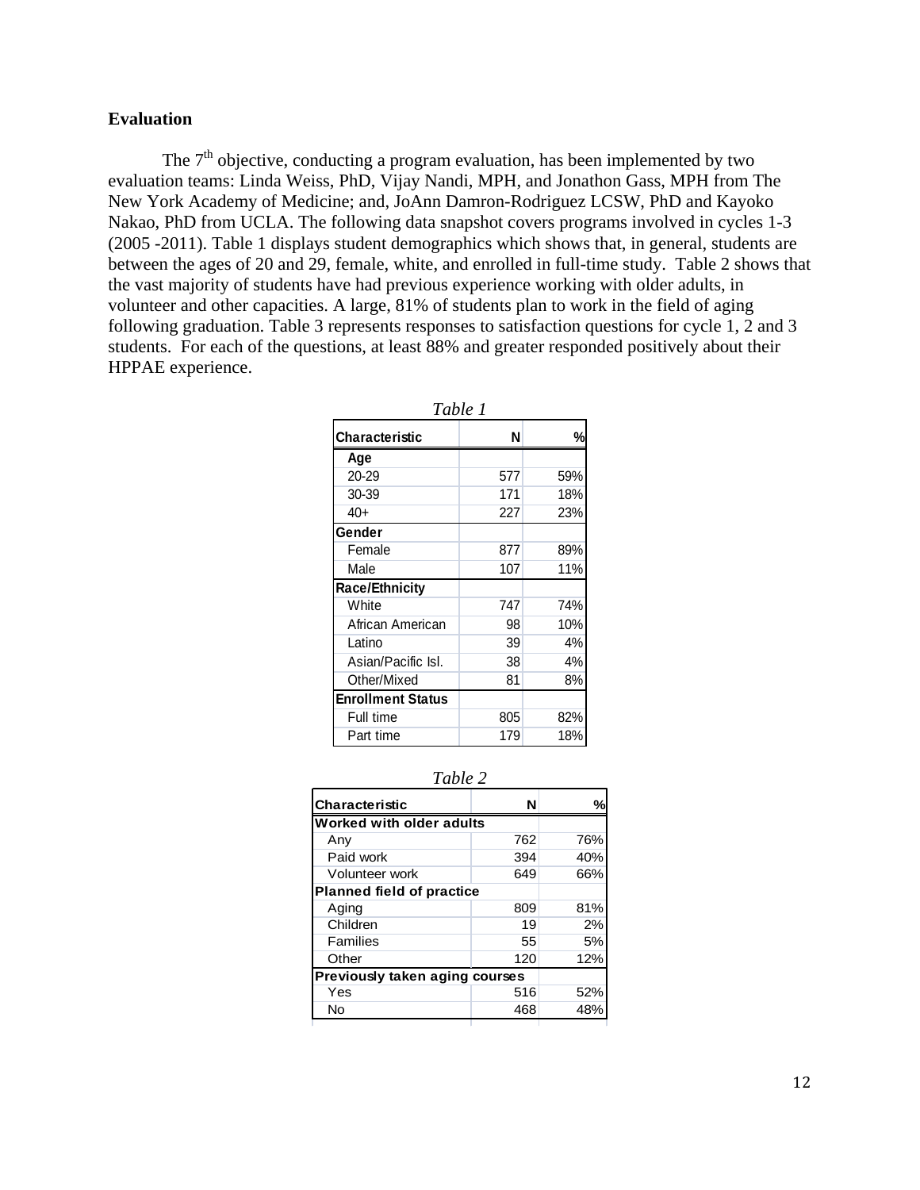## Evaluation

The 7[th] objective, conducting a program evaluation, has been implemented by two evaluation teams: Linda Weiss, PhD, Vijay Nandi, MPH, and Jonathon Gass, MPH from The New York Academy of Medicine; and, JoAnn Damron-Rodriguez LCSW, PhD and Kayoko Nakao, PhD from UCLA. The following data snapshot covers programs involved in cycles 1-3 (2005 -2011). Table 1 displays student demographics which shows that, in general, students are between the ages of 20 and 29, female, white, and enrolled in full-time study. Table 2 shows that the vast majority of students have had previous experience working with older adults, in volunteer and other capacities. A large, 81% of students plan to work in the field of aging following graduation. Table 3 represents responses to satisfaction questions for cycle 1, 2 and 3 students. For each of the questions, at least 88% and greater responded positively about their HPPAE experience.

*Table 1*

| Characteristic | N | % |
|---|---|---|
| **Age** | | |
| 20-29 | 577 | 59% |
| 30-39 | 171 | 18% |
| 40+ | 227 | 23% |
| **Gender** | | |
| Female | 877 | 89% |
| Male | 107 | 11% |
| **Race/Ethnicity** | | |
| White | 747 | 74% |
| African American | 98 | 10% |
| Latino | 39 | 4% |
| Asian/Pacific Isl. | 38 | 4% |
| Other/Mixed | 81 | 8% |
| **Enrollment Status** | | |
| Full time | 805 | 82% |
| Part time | 179 | 18% |

*Table 2*

| Characteristic | N | % |
|---|---|---|
| **Worked with older adults** | | |
| Any | 762 | 76% |
| Paid work | 394 | 40% |
| Volunteer work | 649 | 66% |
| **Planned field of practice** | | |
| Aging | 809 | 81% |
| Children | 19 | 2% |
| Families | 55 | 5% |
| Other | 120 | 12% |
| **Previously taken aging courses** | | |
| Yes | 516 | 52% |
| No | 468 | 48% |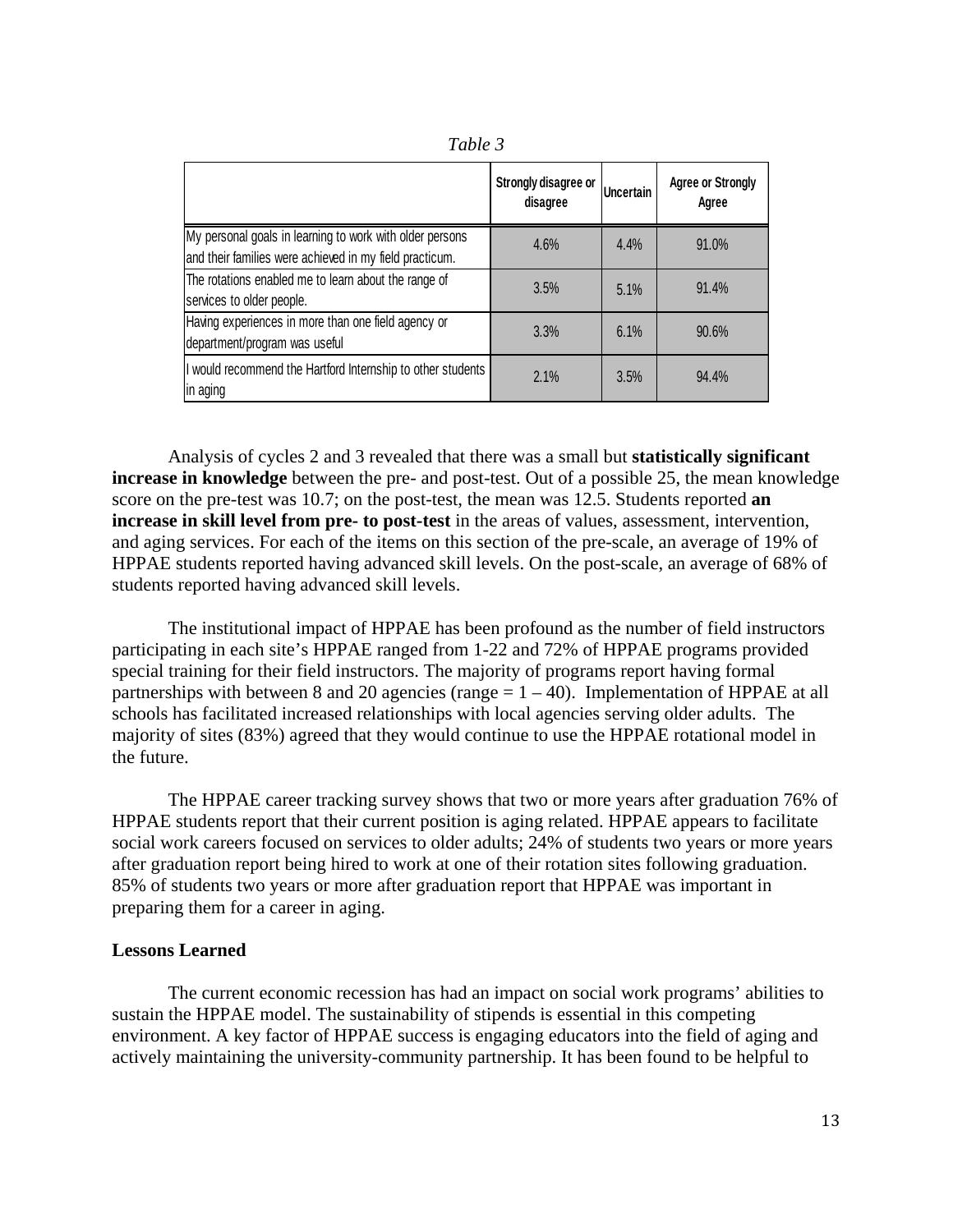*Table 3*

| | Strongly disagree or disagree | Uncertain | Agree or Strongly Agree |
|---|---|---|---|
| My personal goals in learning to work with older persons and their families were achieved in my field practicum. | 4.6% | 4.4% | 91.0% |
| The rotations enabled me to learn about the range of services to older people. | 3.5% | 5.1% | 91.4% |
| Having experiences in more than one field agency or department/program was useful | 3.3% | 6.1% | 90.6% |
| I would recommend the Hartford Internship to other students in aging | 2.1% | 3.5% | 94.4% |

Analysis of cycles 2 and 3 revealed that there was a small but **statistically significant increase in knowledge** between the pre- and post-test. Out of a possible 25, the mean knowledge score on the pre-test was 10.7; on the post-test, the mean was 12.5. Students reported **an increase in skill level from pre- to post-test** in the areas of values, assessment, intervention, and aging services. For each of the items on this section of the pre-scale, an average of 19% of HPPAE students reported having advanced skill levels. On the post-scale, an average of 68% of students reported having advanced skill levels.

The institutional impact of HPPAE has been profound as the number of field instructors participating in each site's HPPAE ranged from 1-22 and 72% of HPPAE programs provided special training for their field instructors. The majority of programs report having formal partnerships with between 8 and 20 agencies (range = 1 – 40). Implementation of HPPAE at all schools has facilitated increased relationships with local agencies serving older adults. The majority of sites (83%) agreed that they would continue to use the HPPAE rotational model in the future.

The HPPAE career tracking survey shows that two or more years after graduation 76% of HPPAE students report that their current position is aging related. HPPAE appears to facilitate social work careers focused on services to older adults; 24% of students two years or more years after graduation report being hired to work at one of their rotation sites following graduation. 85% of students two years or more after graduation report that HPPAE was important in preparing them for a career in aging.

**Lessons Learned**

The current economic recession has had an impact on social work programs' abilities to sustain the HPPAE model. The sustainability of stipends is essential in this competing environment. A key factor of HPPAE success is engaging educators into the field of aging and actively maintaining the university-community partnership. It has been found to be helpful to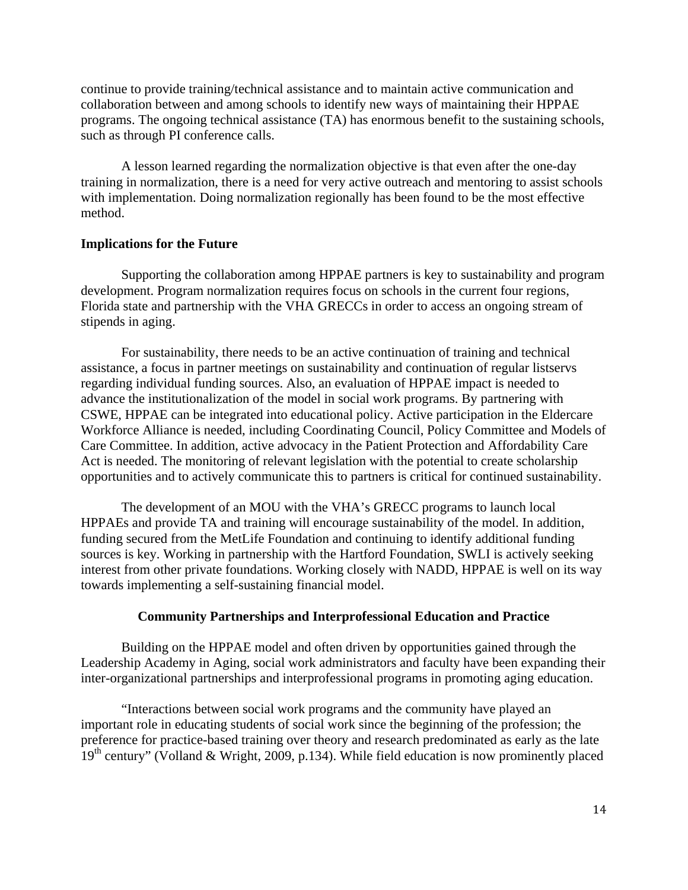continue to provide training/technical assistance and to maintain active communication and collaboration between and among schools to identify new ways of maintaining their HPPAE programs. The ongoing technical assistance (TA) has enormous benefit to the sustaining schools, such as through PI conference calls.

A lesson learned regarding the normalization objective is that even after the one-day training in normalization, there is a need for very active outreach and mentoring to assist schools with implementation. Doing normalization regionally has been found to be the most effective method.

**Implications for the Future**

Supporting the collaboration among HPPAE partners is key to sustainability and program development. Program normalization requires focus on schools in the current four regions, Florida state and partnership with the VHA GRECCs in order to access an ongoing stream of stipends in aging.

For sustainability, there needs to be an active continuation of training and technical assistance, a focus in partner meetings on sustainability and continuation of regular listservs regarding individual funding sources. Also, an evaluation of HPPAE impact is needed to advance the institutionalization of the model in social work programs. By partnering with CSWE, HPPAE can be integrated into educational policy. Active participation in the Eldercare Workforce Alliance is needed, including Coordinating Council, Policy Committee and Models of Care Committee. In addition, active advocacy in the Patient Protection and Affordability Care Act is needed. The monitoring of relevant legislation with the potential to create scholarship opportunities and to actively communicate this to partners is critical for continued sustainability.

The development of an MOU with the VHA's GRECC programs to launch local HPPAEs and provide TA and training will encourage sustainability of the model. In addition, funding secured from the MetLife Foundation and continuing to identify additional funding sources is key. Working in partnership with the Hartford Foundation, SWLI is actively seeking interest from other private foundations. Working closely with NADD, HPPAE is well on its way towards implementing a self-sustaining financial model.

## Community Partnerships and Interprofessional Education and Practice

Building on the HPPAE model and often driven by opportunities gained through the Leadership Academy in Aging, social work administrators and faculty have been expanding their inter-organizational partnerships and interprofessional programs in promoting aging education.

"Interactions between social work programs and the community have played an important role in educating students of social work since the beginning of the profession; the preference for practice-based training over theory and research predominated as early as the late 19th century" (Volland & Wright, 2009, p.134). While field education is now prominently placed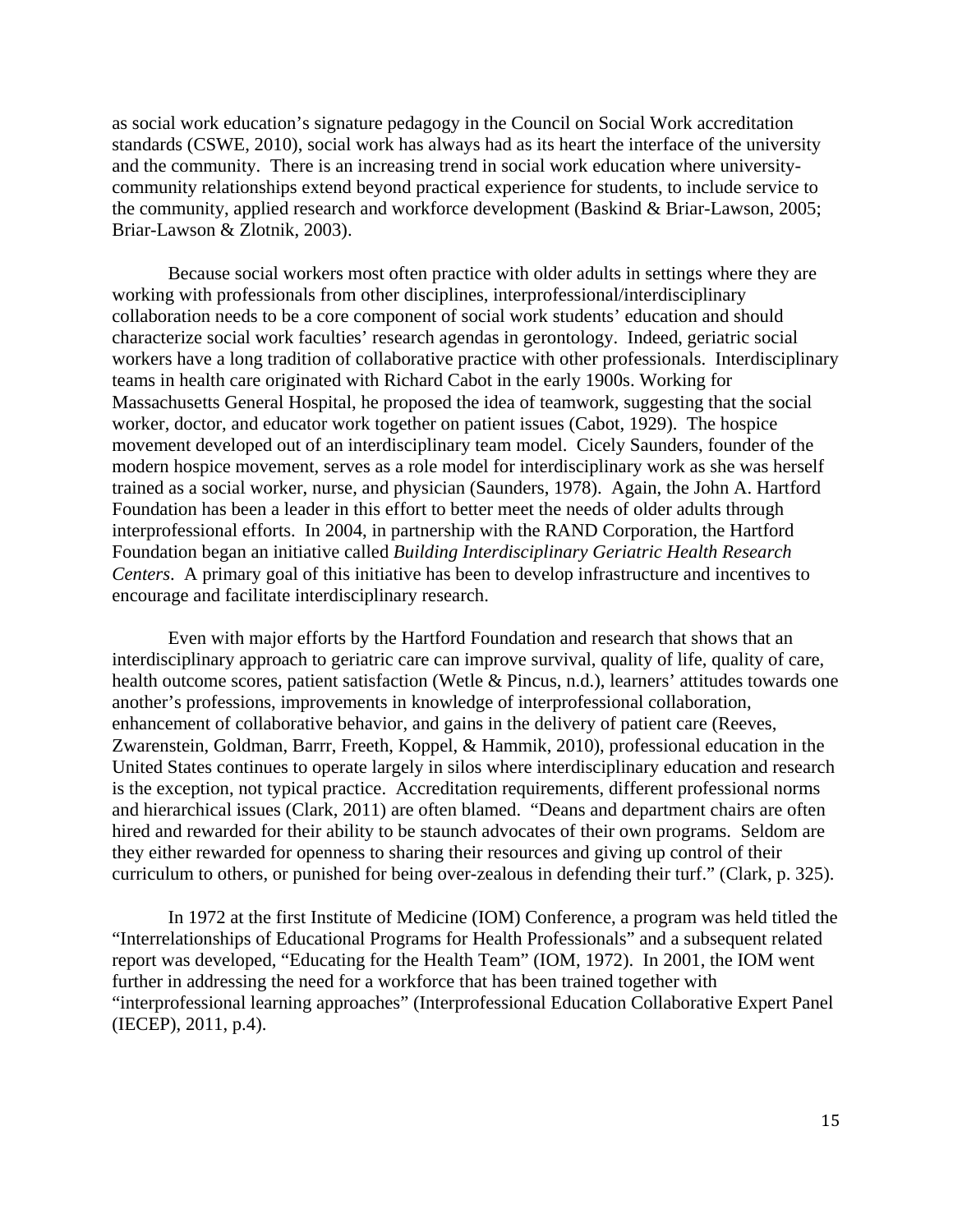as social work education's signature pedagogy in the Council on Social Work accreditation standards (CSWE, 2010), social work has always had as its heart the interface of the university and the community. There is an increasing trend in social work education where university-community relationships extend beyond practical experience for students, to include service to the community, applied research and workforce development (Baskind & Briar-Lawson, 2005; Briar-Lawson & Zlotnik, 2003).

Because social workers most often practice with older adults in settings where they are working with professionals from other disciplines, interprofessional/interdisciplinary collaboration needs to be a core component of social work students' education and should characterize social work faculties' research agendas in gerontology. Indeed, geriatric social workers have a long tradition of collaborative practice with other professionals. Interdisciplinary teams in health care originated with Richard Cabot in the early 1900s. Working for Massachusetts General Hospital, he proposed the idea of teamwork, suggesting that the social worker, doctor, and educator work together on patient issues (Cabot, 1929). The hospice movement developed out of an interdisciplinary team model. Cicely Saunders, founder of the modern hospice movement, serves as a role model for interdisciplinary work as she was herself trained as a social worker, nurse, and physician (Saunders, 1978). Again, the John A. Hartford Foundation has been a leader in this effort to better meet the needs of older adults through interprofessional efforts. In 2004, in partnership with the RAND Corporation, the Hartford Foundation began an initiative called *Building Interdisciplinary Geriatric Health Research Centers*. A primary goal of this initiative has been to develop infrastructure and incentives to encourage and facilitate interdisciplinary research.

Even with major efforts by the Hartford Foundation and research that shows that an interdisciplinary approach to geriatric care can improve survival, quality of life, quality of care, health outcome scores, patient satisfaction (Wetle & Pincus, n.d.), learners' attitudes towards one another's professions, improvements in knowledge of interprofessional collaboration, enhancement of collaborative behavior, and gains in the delivery of patient care (Reeves, Zwarenstein, Goldman, Barrr, Freeth, Koppel, & Hammik, 2010), professional education in the United States continues to operate largely in silos where interdisciplinary education and research is the exception, not typical practice. Accreditation requirements, different professional norms and hierarchical issues (Clark, 2011) are often blamed. "Deans and department chairs are often hired and rewarded for their ability to be staunch advocates of their own programs. Seldom are they either rewarded for openness to sharing their resources and giving up control of their curriculum to others, or punished for being over-zealous in defending their turf." (Clark, p. 325).

In 1972 at the first Institute of Medicine (IOM) Conference, a program was held titled the "Interrelationships of Educational Programs for Health Professionals" and a subsequent related report was developed, "Educating for the Health Team" (IOM, 1972). In 2001, the IOM went further in addressing the need for a workforce that has been trained together with "interprofessional learning approaches" (Interprofessional Education Collaborative Expert Panel (IECEP), 2011, p.4).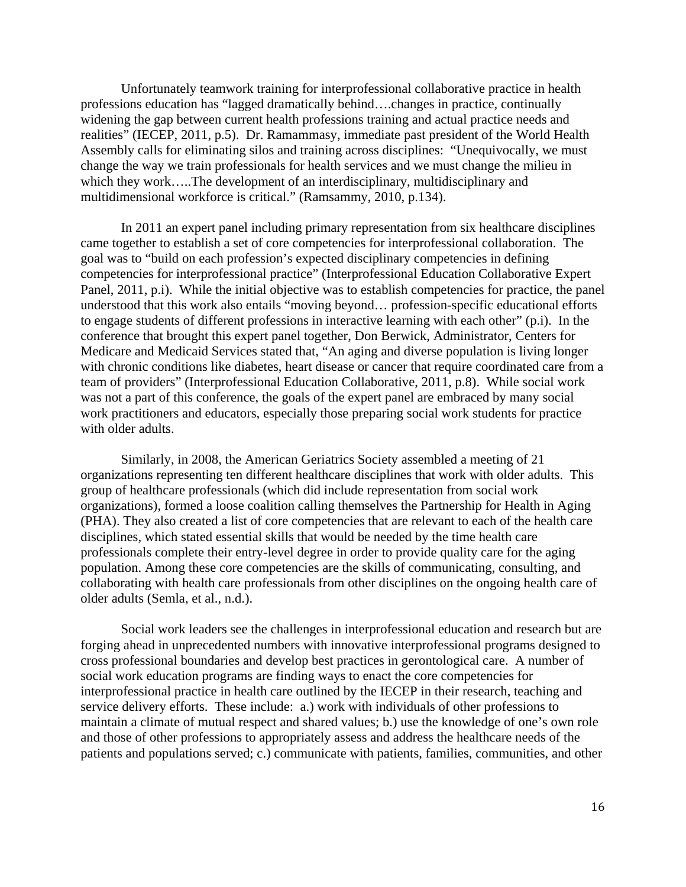Unfortunately teamwork training for interprofessional collaborative practice in health professions education has "lagged dramatically behind….changes in practice, continually widening the gap between current health professions training and actual practice needs and realities" (IECEP, 2011, p.5). Dr. Ramammasy, immediate past president of the World Health Assembly calls for eliminating silos and training across disciplines: "Unequivocally, we must change the way we train professionals for health services and we must change the milieu in which they work…..The development of an interdisciplinary, multidisciplinary and multidimensional workforce is critical." (Ramsammy, 2010, p.134).

In 2011 an expert panel including primary representation from six healthcare disciplines came together to establish a set of core competencies for interprofessional collaboration. The goal was to "build on each profession's expected disciplinary competencies in defining competencies for interprofessional practice" (Interprofessional Education Collaborative Expert Panel, 2011, p.i). While the initial objective was to establish competencies for practice, the panel understood that this work also entails "moving beyond… profession-specific educational efforts to engage students of different professions in interactive learning with each other" (p.i). In the conference that brought this expert panel together, Don Berwick, Administrator, Centers for Medicare and Medicaid Services stated that, "An aging and diverse population is living longer with chronic conditions like diabetes, heart disease or cancer that require coordinated care from a team of providers" (Interprofessional Education Collaborative, 2011, p.8). While social work was not a part of this conference, the goals of the expert panel are embraced by many social work practitioners and educators, especially those preparing social work students for practice with older adults.

Similarly, in 2008, the American Geriatrics Society assembled a meeting of 21 organizations representing ten different healthcare disciplines that work with older adults. This group of healthcare professionals (which did include representation from social work organizations), formed a loose coalition calling themselves the Partnership for Health in Aging (PHA). They also created a list of core competencies that are relevant to each of the health care disciplines, which stated essential skills that would be needed by the time health care professionals complete their entry-level degree in order to provide quality care for the aging population. Among these core competencies are the skills of communicating, consulting, and collaborating with health care professionals from other disciplines on the ongoing health care of older adults (Semla, et al., n.d.).

Social work leaders see the challenges in interprofessional education and research but are forging ahead in unprecedented numbers with innovative interprofessional programs designed to cross professional boundaries and develop best practices in gerontological care. A number of social work education programs are finding ways to enact the core competencies for interprofessional practice in health care outlined by the IECEP in their research, teaching and service delivery efforts. These include: a.) work with individuals of other professions to maintain a climate of mutual respect and shared values; b.) use the knowledge of one's own role and those of other professions to appropriately assess and address the healthcare needs of the patients and populations served; c.) communicate with patients, families, communities, and other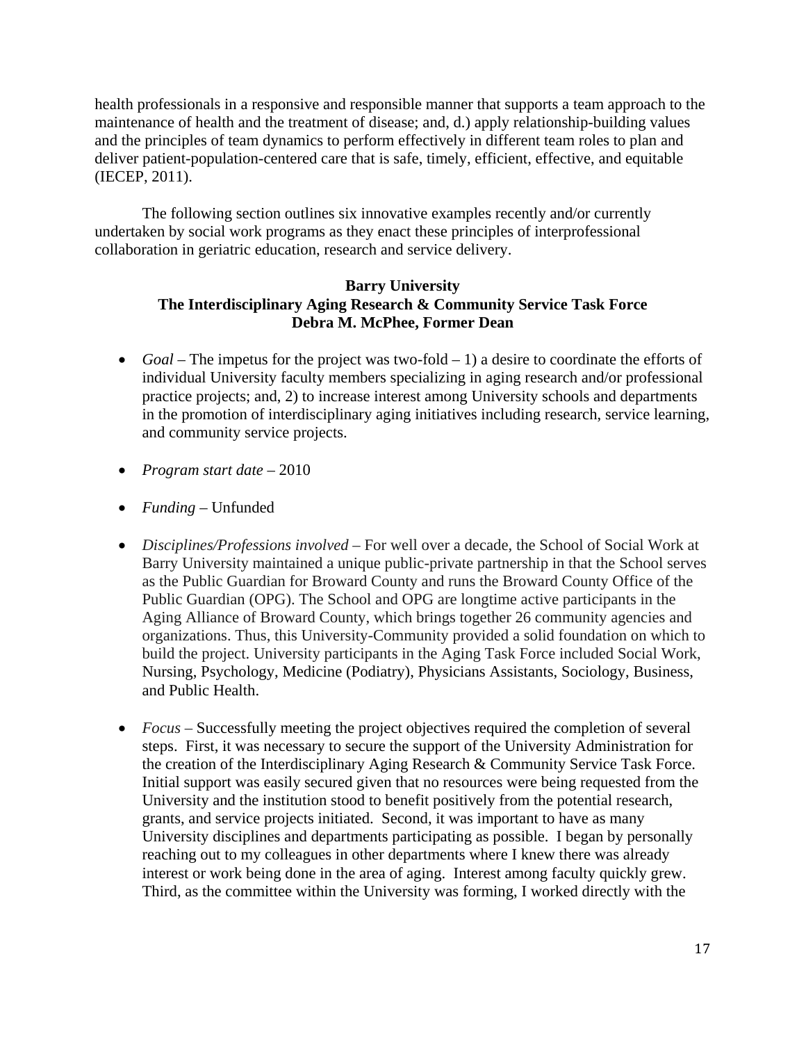health professionals in a responsive and responsible manner that supports a team approach to the maintenance of health and the treatment of disease; and, d.) apply relationship-building values and the principles of team dynamics to perform effectively in different team roles to plan and deliver patient-population-centered care that is safe, timely, efficient, effective, and equitable (IECEP, 2011).

The following section outlines six innovative examples recently and/or currently undertaken by social work programs as they enact these principles of interprofessional collaboration in geriatric education, research and service delivery.

**Barry University**
**The Interdisciplinary Aging Research & Community Service Task Force**
**Debra M. McPhee, Former Dean**

- *Goal* – The impetus for the project was two-fold – 1) a desire to coordinate the efforts of individual University faculty members specializing in aging research and/or professional practice projects; and, 2) to increase interest among University schools and departments in the promotion of interdisciplinary aging initiatives including research, service learning, and community service projects.

- *Program start date* – 2010

- *Funding* – Unfunded

- *Disciplines/Professions involved* – For well over a decade, the School of Social Work at Barry University maintained a unique public-private partnership in that the School serves as the Public Guardian for Broward County and runs the Broward County Office of the Public Guardian (OPG). The School and OPG are longtime active participants in the Aging Alliance of Broward County, which brings together 26 community agencies and organizations. Thus, this University-Community provided a solid foundation on which to build the project. University participants in the Aging Task Force included Social Work, Nursing, Psychology, Medicine (Podiatry), Physicians Assistants, Sociology, Business, and Public Health.

- *Focus* – Successfully meeting the project objectives required the completion of several steps. First, it was necessary to secure the support of the University Administration for the creation of the Interdisciplinary Aging Research & Community Service Task Force. Initial support was easily secured given that no resources were being requested from the University and the institution stood to benefit positively from the potential research, grants, and service projects initiated. Second, it was important to have as many University disciplines and departments participating as possible. I began by personally reaching out to my colleagues in other departments where I knew there was already interest or work being done in the area of aging. Interest among faculty quickly grew. Third, as the committee within the University was forming, I worked directly with the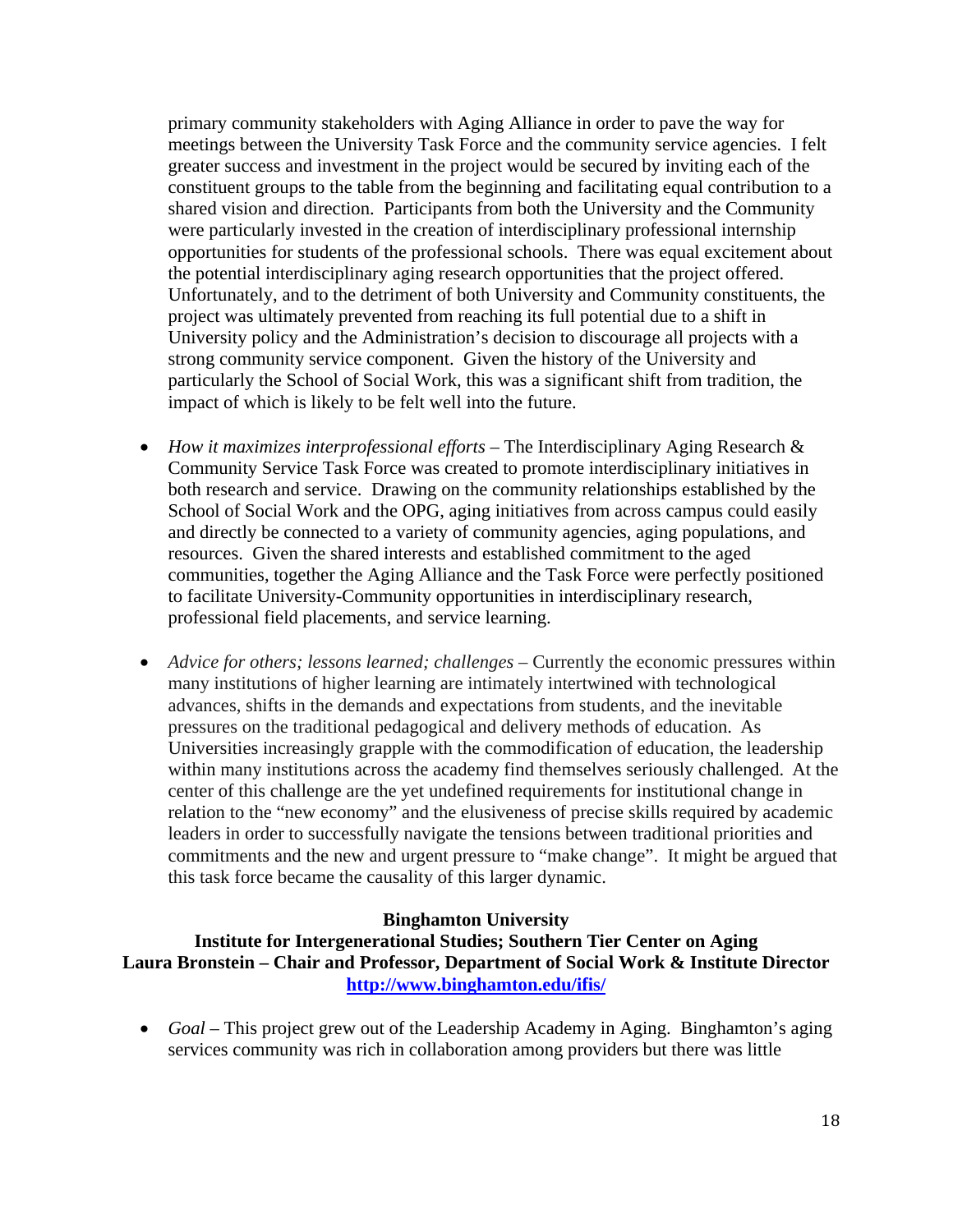primary community stakeholders with Aging Alliance in order to pave the way for meetings between the University Task Force and the community service agencies. I felt greater success and investment in the project would be secured by inviting each of the constituent groups to the table from the beginning and facilitating equal contribution to a shared vision and direction. Participants from both the University and the Community were particularly invested in the creation of interdisciplinary professional internship opportunities for students of the professional schools. There was equal excitement about the potential interdisciplinary aging research opportunities that the project offered. Unfortunately, and to the detriment of both University and Community constituents, the project was ultimately prevented from reaching its full potential due to a shift in University policy and the Administration's decision to discourage all projects with a strong community service component. Given the history of the University and particularly the School of Social Work, this was a significant shift from tradition, the impact of which is likely to be felt well into the future.

- *How it maximizes interprofessional efforts* – The Interdisciplinary Aging Research & Community Service Task Force was created to promote interdisciplinary initiatives in both research and service. Drawing on the community relationships established by the School of Social Work and the OPG, aging initiatives from across campus could easily and directly be connected to a variety of community agencies, aging populations, and resources. Given the shared interests and established commitment to the aged communities, together the Aging Alliance and the Task Force were perfectly positioned to facilitate University-Community opportunities in interdisciplinary research, professional field placements, and service learning.

- *Advice for others; lessons learned; challenges* – Currently the economic pressures within many institutions of higher learning are intimately intertwined with technological advances, shifts in the demands and expectations from students, and the inevitable pressures on the traditional pedagogical and delivery methods of education. As Universities increasingly grapple with the commodification of education, the leadership within many institutions across the academy find themselves seriously challenged. At the center of this challenge are the yet undefined requirements for institutional change in relation to the "new economy" and the elusiveness of precise skills required by academic leaders in order to successfully navigate the tensions between traditional priorities and commitments and the new and urgent pressure to "make change". It might be argued that this task force became the causality of this larger dynamic.

**Binghamton University**
**Institute for Intergenerational Studies; Southern Tier Center on Aging**
**Laura Bronstein – Chair and Professor, Department of Social Work & Institute Director**
**http://www.binghamton.edu/ifis/**

- *Goal* – This project grew out of the Leadership Academy in Aging. Binghamton's aging services community was rich in collaboration among providers but there was little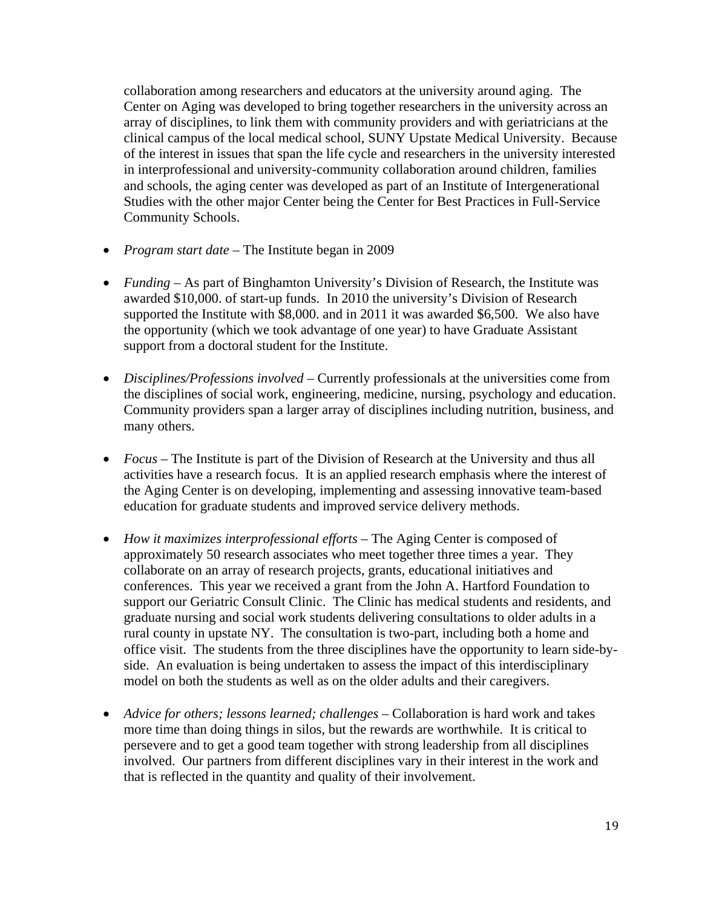collaboration among researchers and educators at the university around aging. The Center on Aging was developed to bring together researchers in the university across an array of disciplines, to link them with community providers and with geriatricians at the clinical campus of the local medical school, SUNY Upstate Medical University. Because of the interest in issues that span the life cycle and researchers in the university interested in interprofessional and university-community collaboration around children, families and schools, the aging center was developed as part of an Institute of Intergenerational Studies with the other major Center being the Center for Best Practices in Full-Service Community Schools.

- *Program start date* – The Institute began in 2009

- *Funding* – As part of Binghamton University's Division of Research, the Institute was awarded $10,000. of start-up funds. In 2010 the university's Division of Research supported the Institute with $8,000. and in 2011 it was awarded $6,500. We also have the opportunity (which we took advantage of one year) to have Graduate Assistant support from a doctoral student for the Institute.

- *Disciplines/Professions involved* – Currently professionals at the universities come from the disciplines of social work, engineering, medicine, nursing, psychology and education. Community providers span a larger array of disciplines including nutrition, business, and many others.

- *Focus* – The Institute is part of the Division of Research at the University and thus all activities have a research focus. It is an applied research emphasis where the interest of the Aging Center is on developing, implementing and assessing innovative team-based education for graduate students and improved service delivery methods.

- *How it maximizes interprofessional efforts* – The Aging Center is composed of approximately 50 research associates who meet together three times a year. They collaborate on an array of research projects, grants, educational initiatives and conferences. This year we received a grant from the John A. Hartford Foundation to support our Geriatric Consult Clinic. The Clinic has medical students and residents, and graduate nursing and social work students delivering consultations to older adults in a rural county in upstate NY. The consultation is two-part, including both a home and office visit. The students from the three disciplines have the opportunity to learn side-by-side. An evaluation is being undertaken to assess the impact of this interdisciplinary model on both the students as well as on the older adults and their caregivers.

- *Advice for others; lessons learned; challenges* – Collaboration is hard work and takes more time than doing things in silos, but the rewards are worthwhile. It is critical to persevere and to get a good team together with strong leadership from all disciplines involved. Our partners from different disciplines vary in their interest in the work and that is reflected in the quantity and quality of their involvement.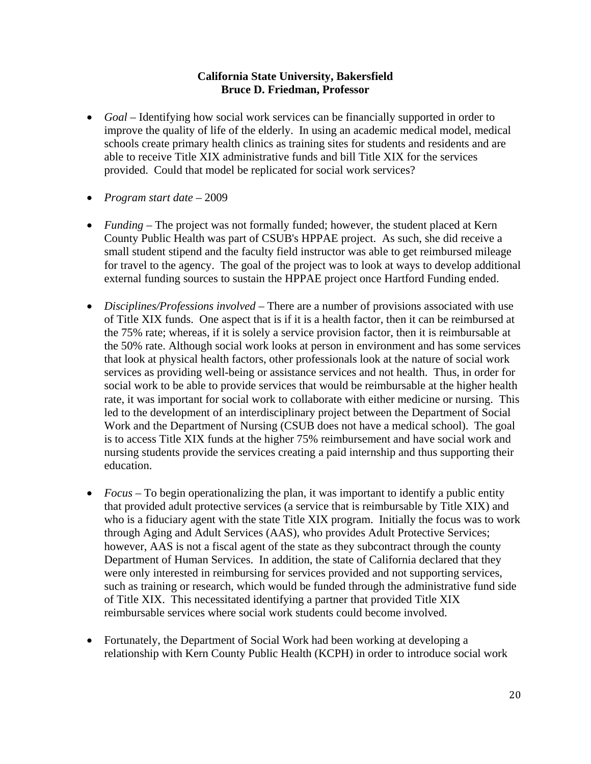**California State University, Bakersfield**
**Bruce D. Friedman, Professor**

- *Goal* – Identifying how social work services can be financially supported in order to improve the quality of life of the elderly. In using an academic medical model, medical schools create primary health clinics as training sites for students and residents and are able to receive Title XIX administrative funds and bill Title XIX for the services provided. Could that model be replicated for social work services?

- *Program start date* – 2009

- *Funding* – The project was not formally funded; however, the student placed at Kern County Public Health was part of CSUB's HPPAE project. As such, she did receive a small student stipend and the faculty field instructor was able to get reimbursed mileage for travel to the agency. The goal of the project was to look at ways to develop additional external funding sources to sustain the HPPAE project once Hartford Funding ended.

- *Disciplines/Professions involved* – There are a number of provisions associated with use of Title XIX funds. One aspect that is if it is a health factor, then it can be reimbursed at the 75% rate; whereas, if it is solely a service provision factor, then it is reimbursable at the 50% rate. Although social work looks at person in environment and has some services that look at physical health factors, other professionals look at the nature of social work services as providing well-being or assistance services and not health. Thus, in order for social work to be able to provide services that would be reimbursable at the higher health rate, it was important for social work to collaborate with either medicine or nursing. This led to the development of an interdisciplinary project between the Department of Social Work and the Department of Nursing (CSUB does not have a medical school). The goal is to access Title XIX funds at the higher 75% reimbursement and have social work and nursing students provide the services creating a paid internship and thus supporting their education.

- *Focus* – To begin operationalizing the plan, it was important to identify a public entity that provided adult protective services (a service that is reimbursable by Title XIX) and who is a fiduciary agent with the state Title XIX program. Initially the focus was to work through Aging and Adult Services (AAS), who provides Adult Protective Services; however, AAS is not a fiscal agent of the state as they subcontract through the county Department of Human Services. In addition, the state of California declared that they were only interested in reimbursing for services provided and not supporting services, such as training or research, which would be funded through the administrative fund side of Title XIX. This necessitated identifying a partner that provided Title XIX reimbursable services where social work students could become involved.

- Fortunately, the Department of Social Work had been working at developing a relationship with Kern County Public Health (KCPH) in order to introduce social work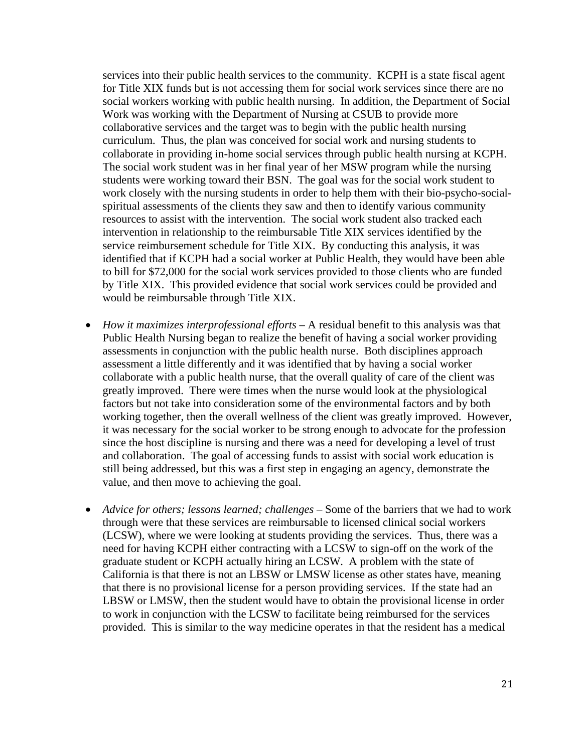services into their public health services to the community. KCPH is a state fiscal agent for Title XIX funds but is not accessing them for social work services since there are no social workers working with public health nursing. In addition, the Department of Social Work was working with the Department of Nursing at CSUB to provide more collaborative services and the target was to begin with the public health nursing curriculum. Thus, the plan was conceived for social work and nursing students to collaborate in providing in-home social services through public health nursing at KCPH. The social work student was in her final year of her MSW program while the nursing students were working toward their BSN. The goal was for the social work student to work closely with the nursing students in order to help them with their bio-psycho-social-spiritual assessments of the clients they saw and then to identify various community resources to assist with the intervention. The social work student also tracked each intervention in relationship to the reimbursable Title XIX services identified by the service reimbursement schedule for Title XIX. By conducting this analysis, it was identified that if KCPH had a social worker at Public Health, they would have been able to bill for $72,000 for the social work services provided to those clients who are funded by Title XIX. This provided evidence that social work services could be provided and would be reimbursable through Title XIX.

- *How it maximizes interprofessional efforts* – A residual benefit to this analysis was that Public Health Nursing began to realize the benefit of having a social worker providing assessments in conjunction with the public health nurse. Both disciplines approach assessment a little differently and it was identified that by having a social worker collaborate with a public health nurse, that the overall quality of care of the client was greatly improved. There were times when the nurse would look at the physiological factors but not take into consideration some of the environmental factors and by both working together, then the overall wellness of the client was greatly improved. However, it was necessary for the social worker to be strong enough to advocate for the profession since the host discipline is nursing and there was a need for developing a level of trust and collaboration. The goal of accessing funds to assist with social work education is still being addressed, but this was a first step in engaging an agency, demonstrate the value, and then move to achieving the goal.

- *Advice for others; lessons learned; challenges* – Some of the barriers that we had to work through were that these services are reimbursable to licensed clinical social workers (LCSW), where we were looking at students providing the services. Thus, there was a need for having KCPH either contracting with a LCSW to sign-off on the work of the graduate student or KCPH actually hiring an LCSW. A problem with the state of California is that there is not an LBSW or LMSW license as other states have, meaning that there is no provisional license for a person providing services. If the state had an LBSW or LMSW, then the student would have to obtain the provisional license in order to work in conjunction with the LCSW to facilitate being reimbursed for the services provided. This is similar to the way medicine operates in that the resident has a medical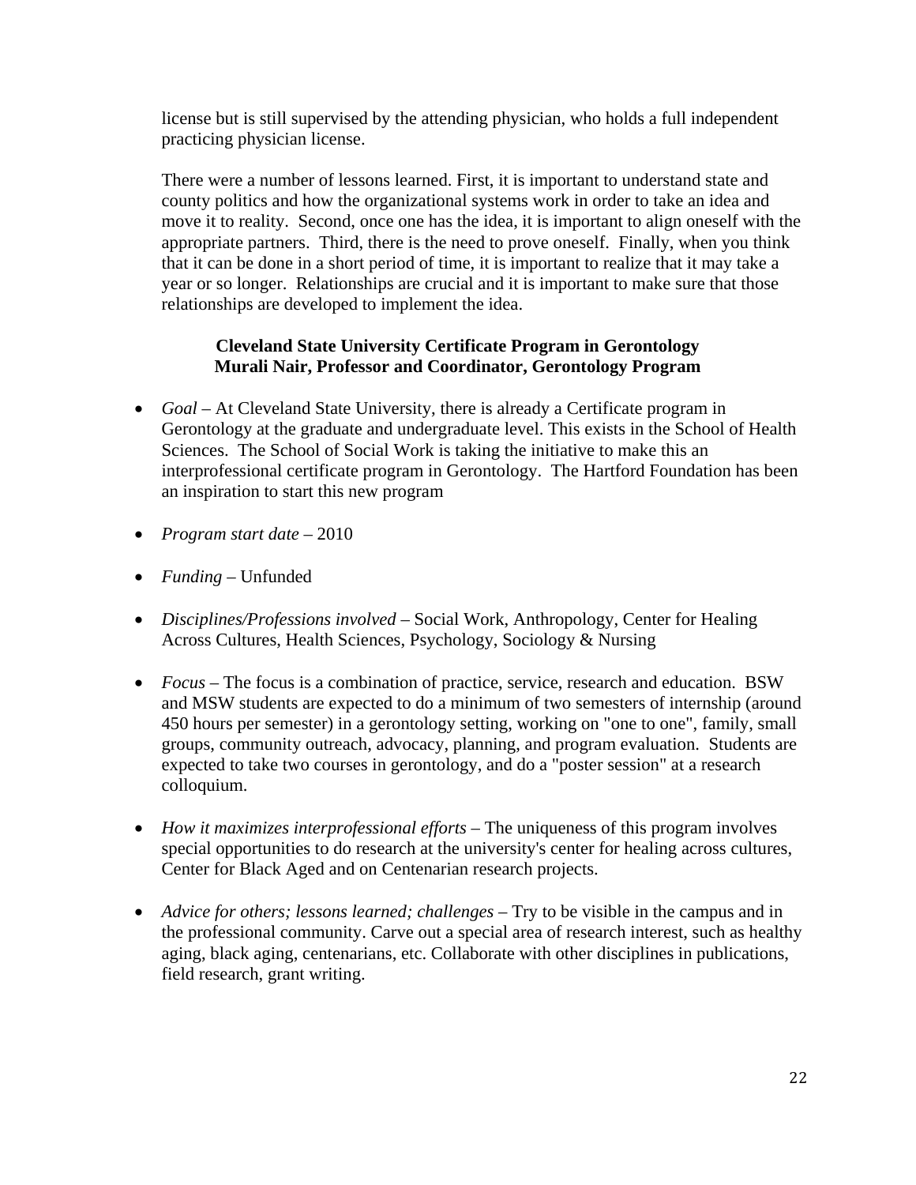license but is still supervised by the attending physician, who holds a full independent practicing physician license.

There were a number of lessons learned. First, it is important to understand state and county politics and how the organizational systems work in order to take an idea and move it to reality. Second, once one has the idea, it is important to align oneself with the appropriate partners. Third, there is the need to prove oneself. Finally, when you think that it can be done in a short period of time, it is important to realize that it may take a year or so longer. Relationships are crucial and it is important to make sure that those relationships are developed to implement the idea.

**Cleveland State University Certificate Program in Gerontology**
**Murali Nair, Professor and Coordinator, Gerontology Program**

- *Goal* – At Cleveland State University, there is already a Certificate program in Gerontology at the graduate and undergraduate level. This exists in the School of Health Sciences. The School of Social Work is taking the initiative to make this an interprofessional certificate program in Gerontology. The Hartford Foundation has been an inspiration to start this new program

- *Program start date* – 2010

- *Funding* – Unfunded

- *Disciplines/Professions involved* – Social Work, Anthropology, Center for Healing Across Cultures, Health Sciences, Psychology, Sociology & Nursing

- *Focus* – The focus is a combination of practice, service, research and education. BSW and MSW students are expected to do a minimum of two semesters of internship (around 450 hours per semester) in a gerontology setting, working on "one to one", family, small groups, community outreach, advocacy, planning, and program evaluation. Students are expected to take two courses in gerontology, and do a "poster session" at a research colloquium.

- *How it maximizes interprofessional efforts* – The uniqueness of this program involves special opportunities to do research at the university's center for healing across cultures, Center for Black Aged and on Centenarian research projects.

- *Advice for others; lessons learned; challenges* – Try to be visible in the campus and in the professional community. Carve out a special area of research interest, such as healthy aging, black aging, centenarians, etc. Collaborate with other disciplines in publications, field research, grant writing.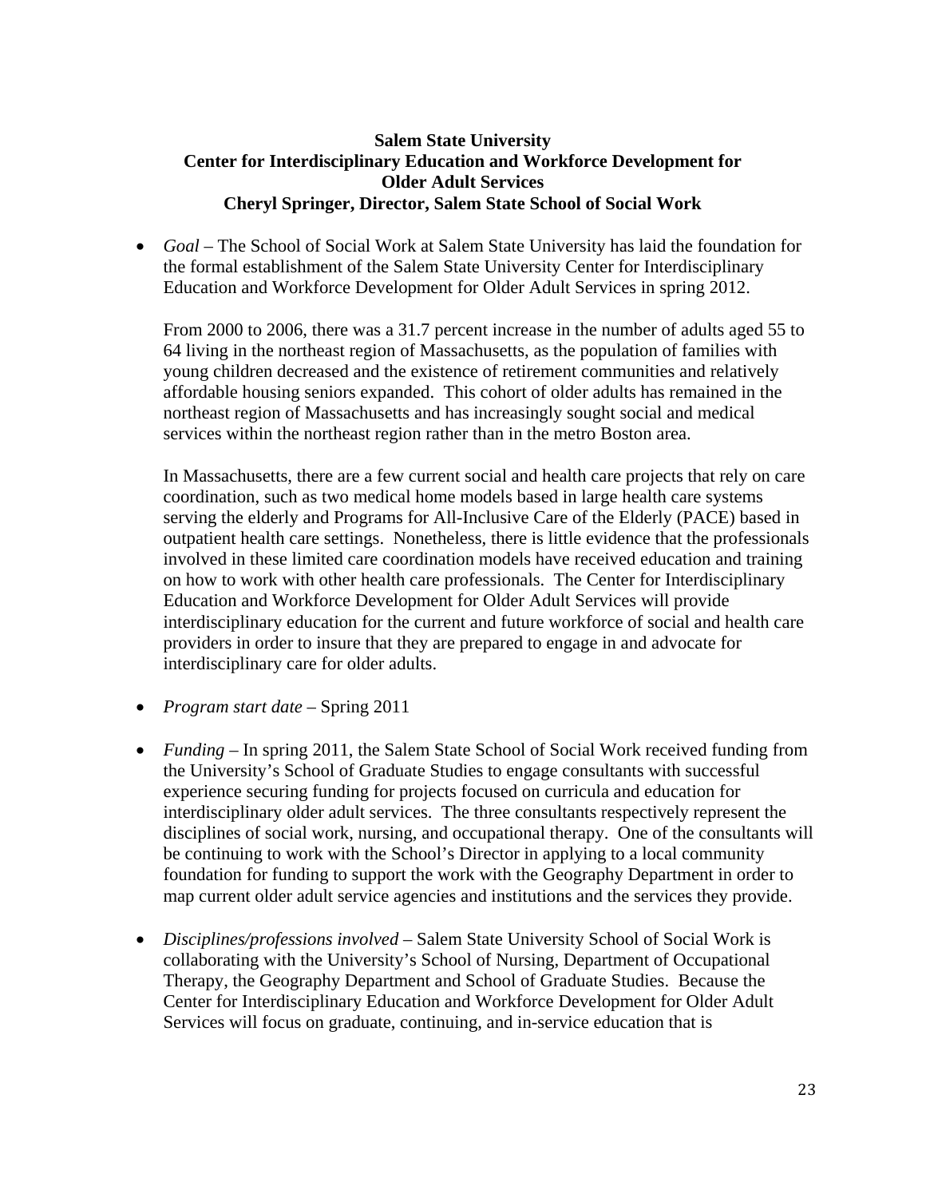**Salem State University**
**Center for Interdisciplinary Education and Workforce Development for Older Adult Services**
**Cheryl Springer, Director, Salem State School of Social Work**

- *Goal* – The School of Social Work at Salem State University has laid the foundation for the formal establishment of the Salem State University Center for Interdisciplinary Education and Workforce Development for Older Adult Services in spring 2012.

  From 2000 to 2006, there was a 31.7 percent increase in the number of adults aged 55 to 64 living in the northeast region of Massachusetts, as the population of families with young children decreased and the existence of retirement communities and relatively affordable housing seniors expanded. This cohort of older adults has remained in the northeast region of Massachusetts and has increasingly sought social and medical services within the northeast region rather than in the metro Boston area.

  In Massachusetts, there are a few current social and health care projects that rely on care coordination, such as two medical home models based in large health care systems serving the elderly and Programs for All-Inclusive Care of the Elderly (PACE) based in outpatient health care settings. Nonetheless, there is little evidence that the professionals involved in these limited care coordination models have received education and training on how to work with other health care professionals. The Center for Interdisciplinary Education and Workforce Development for Older Adult Services will provide interdisciplinary education for the current and future workforce of social and health care providers in order to insure that they are prepared to engage in and advocate for interdisciplinary care for older adults.

- *Program start date* – Spring 2011

- *Funding* – In spring 2011, the Salem State School of Social Work received funding from the University's School of Graduate Studies to engage consultants with successful experience securing funding for projects focused on curricula and education for interdisciplinary older adult services. The three consultants respectively represent the disciplines of social work, nursing, and occupational therapy. One of the consultants will be continuing to work with the School's Director in applying to a local community foundation for funding to support the work with the Geography Department in order to map current older adult service agencies and institutions and the services they provide.

- *Disciplines/professions involved* – Salem State University School of Social Work is collaborating with the University's School of Nursing, Department of Occupational Therapy, the Geography Department and School of Graduate Studies. Because the Center for Interdisciplinary Education and Workforce Development for Older Adult Services will focus on graduate, continuing, and in-service education that is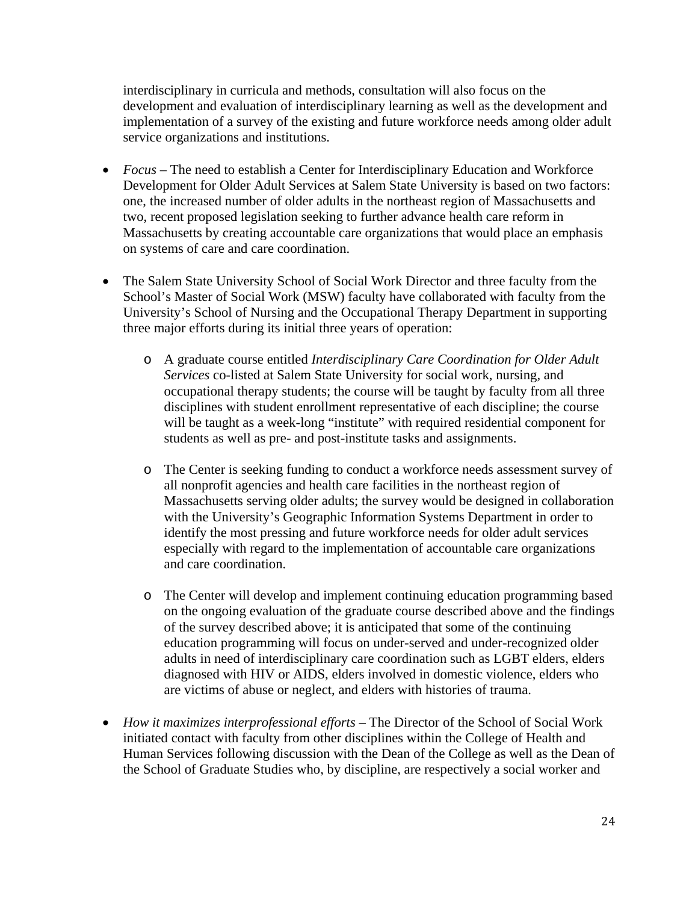interdisciplinary in curricula and methods, consultation will also focus on the development and evaluation of interdisciplinary learning as well as the development and implementation of a survey of the existing and future workforce needs among older adult service organizations and institutions.

- *Focus* – The need to establish a Center for Interdisciplinary Education and Workforce Development for Older Adult Services at Salem State University is based on two factors: one, the increased number of older adults in the northeast region of Massachusetts and two, recent proposed legislation seeking to further advance health care reform in Massachusetts by creating accountable care organizations that would place an emphasis on systems of care and care coordination.

- The Salem State University School of Social Work Director and three faculty from the School's Master of Social Work (MSW) faculty have collaborated with faculty from the University's School of Nursing and the Occupational Therapy Department in supporting three major efforts during its initial three years of operation:

  - A graduate course entitled *Interdisciplinary Care Coordination for Older Adult Services* co-listed at Salem State University for social work, nursing, and occupational therapy students; the course will be taught by faculty from all three disciplines with student enrollment representative of each discipline; the course will be taught as a week-long "institute" with required residential component for students as well as pre- and post-institute tasks and assignments.

  - The Center is seeking funding to conduct a workforce needs assessment survey of all nonprofit agencies and health care facilities in the northeast region of Massachusetts serving older adults; the survey would be designed in collaboration with the University's Geographic Information Systems Department in order to identify the most pressing and future workforce needs for older adult services especially with regard to the implementation of accountable care organizations and care coordination.

  - The Center will develop and implement continuing education programming based on the ongoing evaluation of the graduate course described above and the findings of the survey described above; it is anticipated that some of the continuing education programming will focus on under-served and under-recognized older adults in need of interdisciplinary care coordination such as LGBT elders, elders diagnosed with HIV or AIDS, elders involved in domestic violence, elders who are victims of abuse or neglect, and elders with histories of trauma.

- *How it maximizes interprofessional efforts* – The Director of the School of Social Work initiated contact with faculty from other disciplines within the College of Health and Human Services following discussion with the Dean of the College as well as the Dean of the School of Graduate Studies who, by discipline, are respectively a social worker and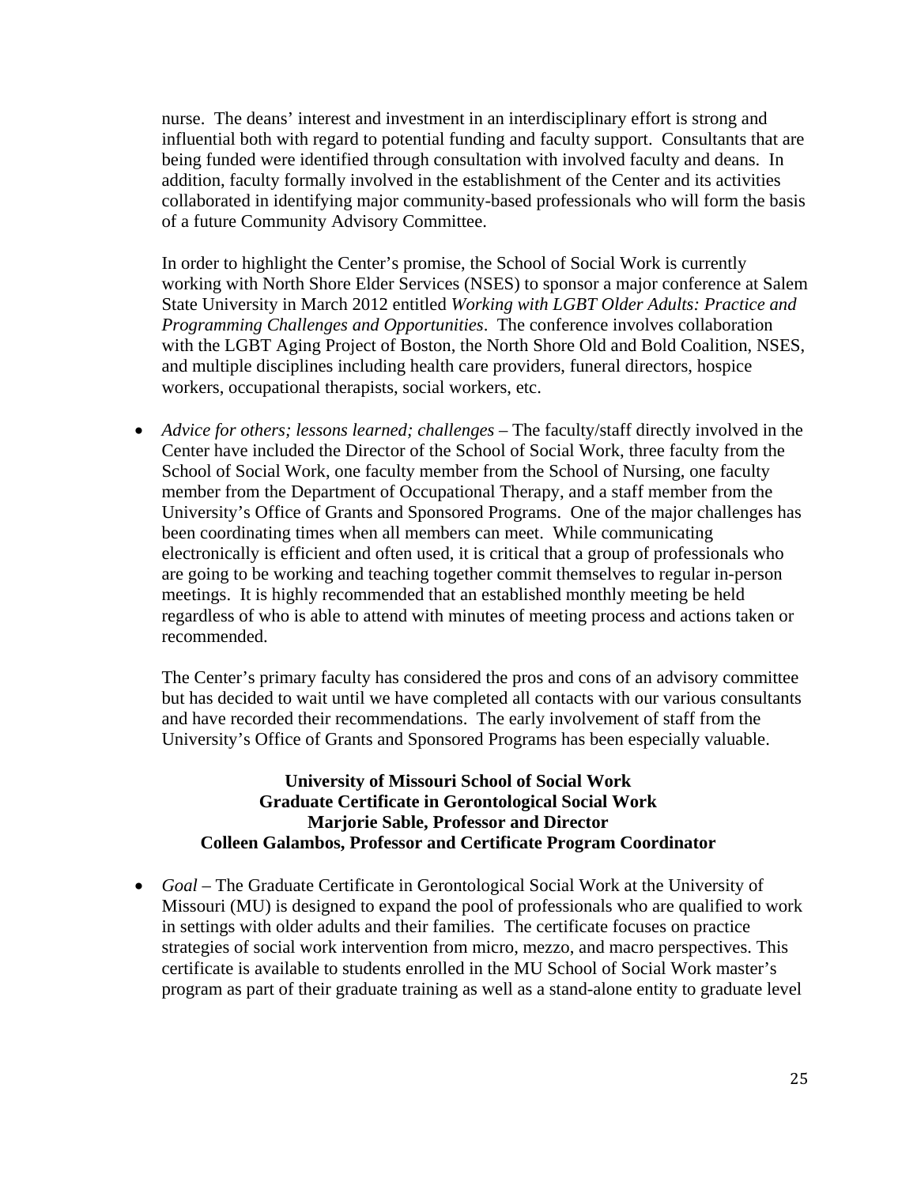nurse. The deans' interest and investment in an interdisciplinary effort is strong and influential both with regard to potential funding and faculty support. Consultants that are being funded were identified through consultation with involved faculty and deans. In addition, faculty formally involved in the establishment of the Center and its activities collaborated in identifying major community-based professionals who will form the basis of a future Community Advisory Committee.

In order to highlight the Center's promise, the School of Social Work is currently working with North Shore Elder Services (NSES) to sponsor a major conference at Salem State University in March 2012 entitled *Working with LGBT Older Adults: Practice and Programming Challenges and Opportunities*. The conference involves collaboration with the LGBT Aging Project of Boston, the North Shore Old and Bold Coalition, NSES, and multiple disciplines including health care providers, funeral directors, hospice workers, occupational therapists, social workers, etc.

- *Advice for others; lessons learned; challenges* – The faculty/staff directly involved in the Center have included the Director of the School of Social Work, three faculty from the School of Social Work, one faculty member from the School of Nursing, one faculty member from the Department of Occupational Therapy, and a staff member from the University's Office of Grants and Sponsored Programs. One of the major challenges has been coordinating times when all members can meet. While communicating electronically is efficient and often used, it is critical that a group of professionals who are going to be working and teaching together commit themselves to regular in-person meetings. It is highly recommended that an established monthly meeting be held regardless of who is able to attend with minutes of meeting process and actions taken or recommended.

  The Center's primary faculty has considered the pros and cons of an advisory committee but has decided to wait until we have completed all contacts with our various consultants and have recorded their recommendations. The early involvement of staff from the University's Office of Grants and Sponsored Programs has been especially valuable.

**University of Missouri School of Social Work**
**Graduate Certificate in Gerontological Social Work**
**Marjorie Sable, Professor and Director**
**Colleen Galambos, Professor and Certificate Program Coordinator**

- *Goal* – The Graduate Certificate in Gerontological Social Work at the University of Missouri (MU) is designed to expand the pool of professionals who are qualified to work in settings with older adults and their families. The certificate focuses on practice strategies of social work intervention from micro, mezzo, and macro perspectives. This certificate is available to students enrolled in the MU School of Social Work master's program as part of their graduate training as well as a stand-alone entity to graduate level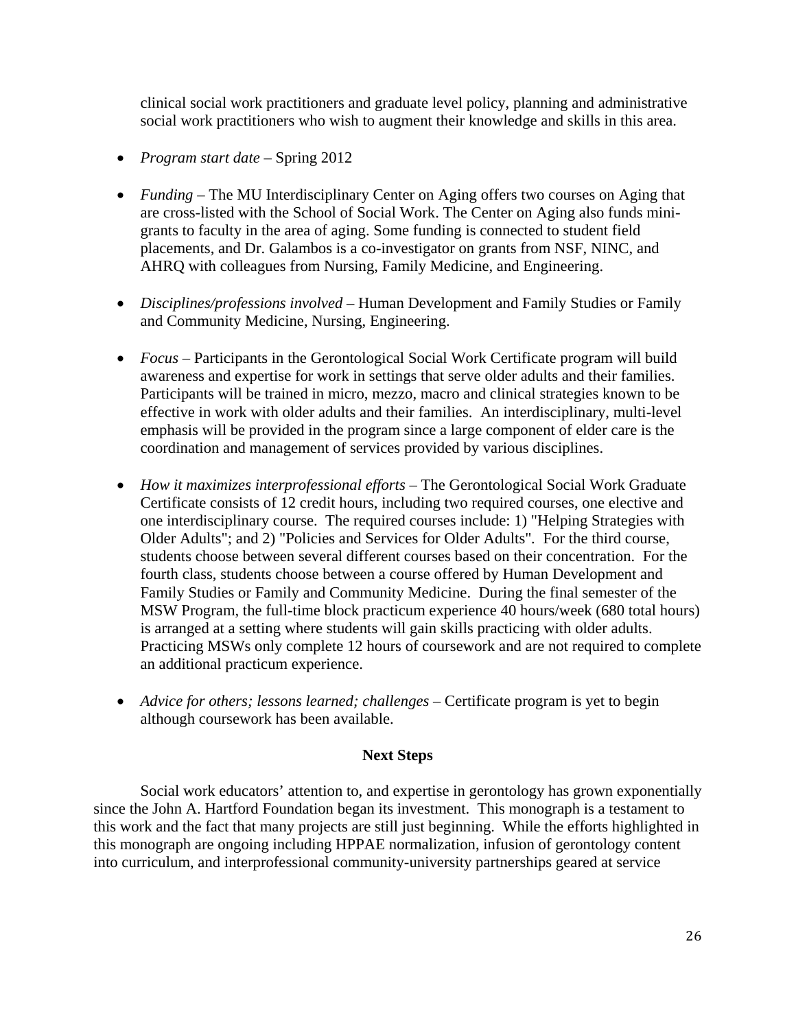clinical social work practitioners and graduate level policy, planning and administrative social work practitioners who wish to augment their knowledge and skills in this area.

- *Program start date* – Spring 2012

- *Funding* – The MU Interdisciplinary Center on Aging offers two courses on Aging that are cross-listed with the School of Social Work. The Center on Aging also funds mini-grants to faculty in the area of aging. Some funding is connected to student field placements, and Dr. Galambos is a co-investigator on grants from NSF, NINC, and AHRQ with colleagues from Nursing, Family Medicine, and Engineering.

- *Disciplines/professions involved* – Human Development and Family Studies or Family and Community Medicine, Nursing, Engineering.

- *Focus* – Participants in the Gerontological Social Work Certificate program will build awareness and expertise for work in settings that serve older adults and their families. Participants will be trained in micro, mezzo, macro and clinical strategies known to be effective in work with older adults and their families. An interdisciplinary, multi-level emphasis will be provided in the program since a large component of elder care is the coordination and management of services provided by various disciplines.

- *How it maximizes interprofessional efforts* – The Gerontological Social Work Graduate Certificate consists of 12 credit hours, including two required courses, one elective and one interdisciplinary course. The required courses include: 1) "Helping Strategies with Older Adults"; and 2) "Policies and Services for Older Adults". For the third course, students choose between several different courses based on their concentration. For the fourth class, students choose between a course offered by Human Development and Family Studies or Family and Community Medicine. During the final semester of the MSW Program, the full-time block practicum experience 40 hours/week (680 total hours) is arranged at a setting where students will gain skills practicing with older adults. Practicing MSWs only complete 12 hours of coursework and are not required to complete an additional practicum experience.

- *Advice for others; lessons learned; challenges* – Certificate program is yet to begin although coursework has been available.

## Next Steps

Social work educators' attention to, and expertise in gerontology has grown exponentially since the John A. Hartford Foundation began its investment. This monograph is a testament to this work and the fact that many projects are still just beginning. While the efforts highlighted in this monograph are ongoing including HPPAE normalization, infusion of gerontology content into curriculum, and interprofessional community-university partnerships geared at service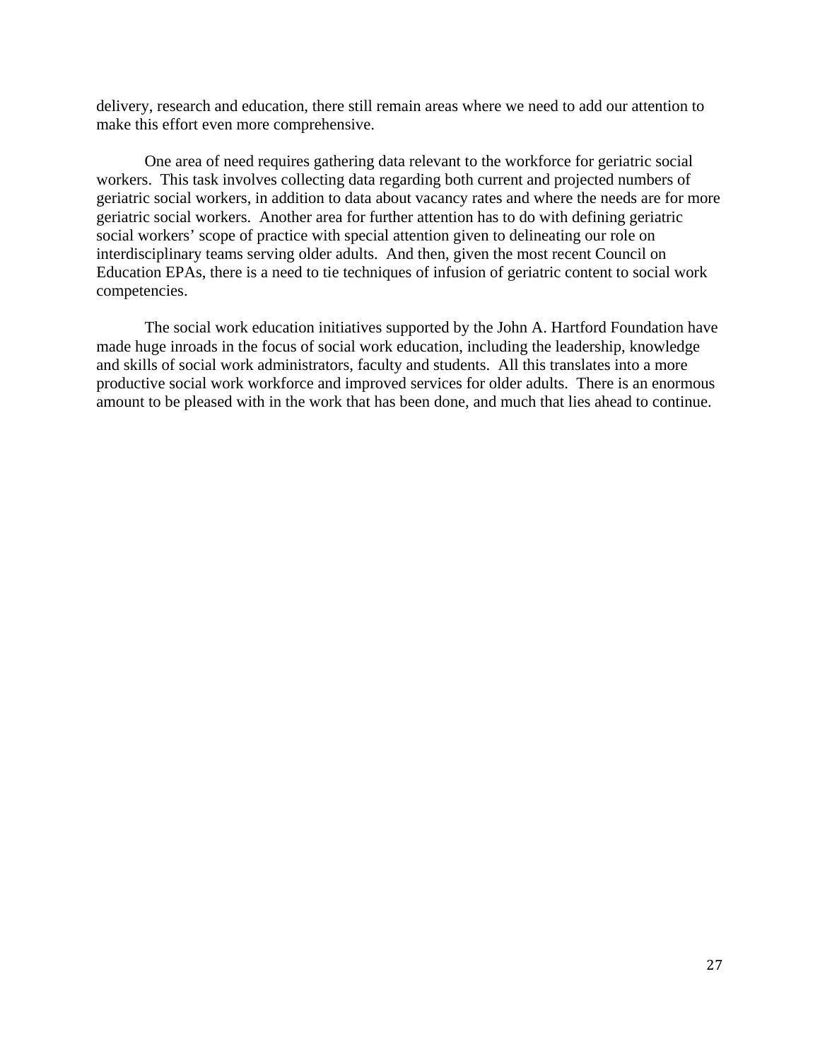delivery, research and education, there still remain areas where we need to add our attention to make this effort even more comprehensive.

One area of need requires gathering data relevant to the workforce for geriatric social workers. This task involves collecting data regarding both current and projected numbers of geriatric social workers, in addition to data about vacancy rates and where the needs are for more geriatric social workers. Another area for further attention has to do with defining geriatric social workers' scope of practice with special attention given to delineating our role on interdisciplinary teams serving older adults. And then, given the most recent Council on Education EPAs, there is a need to tie techniques of infusion of geriatric content to social work competencies.

The social work education initiatives supported by the John A. Hartford Foundation have made huge inroads in the focus of social work education, including the leadership, knowledge and skills of social work administrators, faculty and students. All this translates into a more productive social work workforce and improved services for older adults. There is an enormous amount to be pleased with in the work that has been done, and much that lies ahead to continue.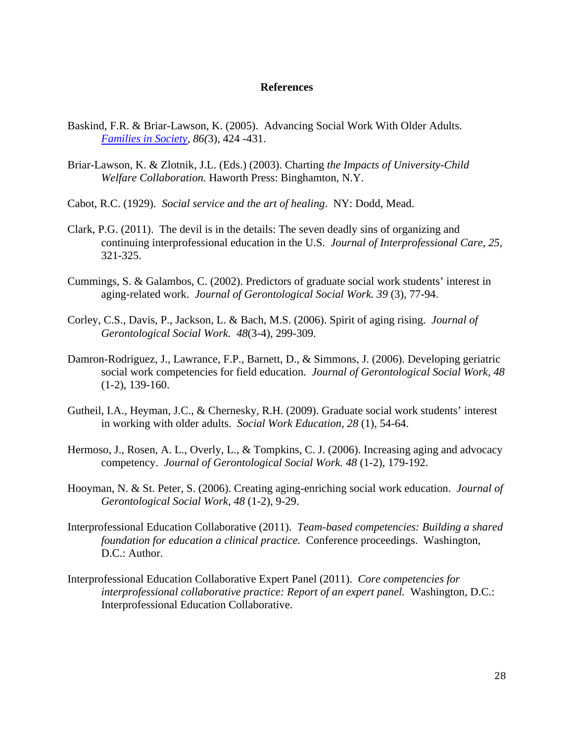## References

Baskind, F.R. & Briar-Lawson, K. (2005). Advancing Social Work With Older Adults. *Families in Society*, *86(*3), 424 -431.

Briar-Lawson, K. & Zlotnik, J.L. (Eds.) (2003). Charting *the Impacts of University-Child Welfare Collaboration.* Haworth Press: Binghamton, N.Y.

Cabot, R.C. (1929). *Social service and the art of healing*. NY: Dodd, Mead.

Clark, P.G. (2011). The devil is in the details: The seven deadly sins of organizing and continuing interprofessional education in the U.S. *Journal of Interprofessional Care, 25*, 321-325.

Cummings, S. & Galambos, C. (2002). Predictors of graduate social work students' interest in aging-related work. *Journal of Gerontological Social Work. 39* (3), 77-94.

Corley, C.S., Davis, P., Jackson, L. & Bach, M.S. (2006). Spirit of aging rising. *Journal of Gerontological Social Work. 48*(3-4), 299-309.

Damron-Rodriguez, J., Lawrance, F.P., Barnett, D., & Simmons, J. (2006). Developing geriatric social work competencies for field education. *Journal of Gerontological Social Work, 48* (1-2), 139-160.

Gutheil, I.A., Heyman, J.C., & Chernesky, R.H. (2009). Graduate social work students' interest in working with older adults. *Social Work Education, 28* (1), 54-64.

Hermoso, J., Rosen, A. L., Overly, L., & Tompkins, C. J. (2006). Increasing aging and advocacy competency. *Journal of Gerontological Social Work. 48* (1-2), 179-192.

Hooyman, N. & St. Peter, S. (2006). Creating aging-enriching social work education. *Journal of Gerontological Social Work, 48* (1-2), 9-29.

Interprofessional Education Collaborative (2011). *Team-based competencies: Building a shared foundation for education a clinical practice.* Conference proceedings. Washington, D.C.: Author.

Interprofessional Education Collaborative Expert Panel (2011). *Core competencies for interprofessional collaborative practice: Report of an expert panel.* Washington, D.C.: Interprofessional Education Collaborative.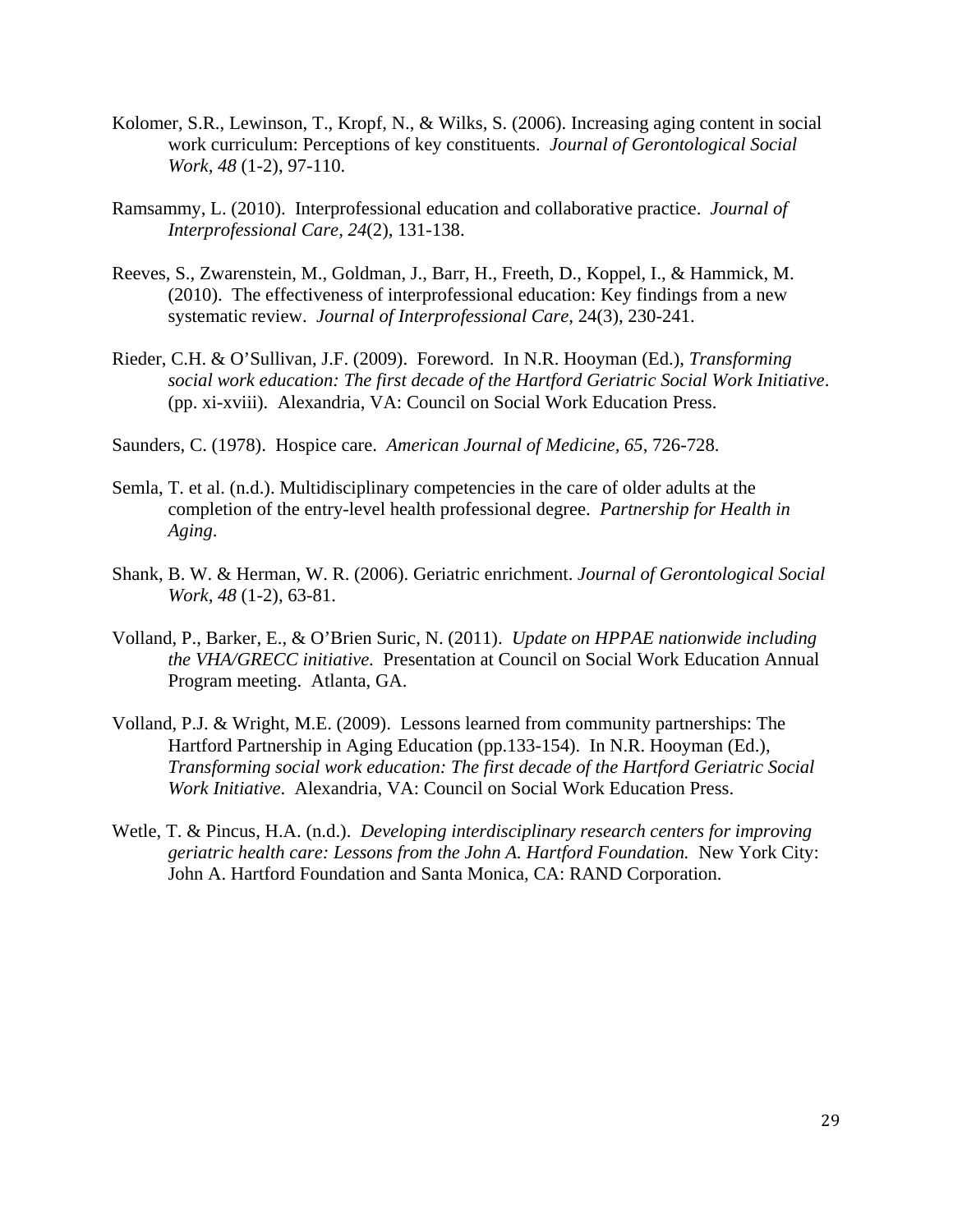Kolomer, S.R., Lewinson, T., Kropf, N., & Wilks, S. (2006). Increasing aging content in social work curriculum: Perceptions of key constituents. *Journal of Gerontological Social Work, 48* (1-2), 97-110.

Ramsammy, L. (2010). Interprofessional education and collaborative practice. *Journal of Interprofessional Care, 24*(2), 131-138.

Reeves, S., Zwarenstein, M., Goldman, J., Barr, H., Freeth, D., Koppel, I., & Hammick, M. (2010). The effectiveness of interprofessional education: Key findings from a new systematic review. *Journal of Interprofessional Care,* 24(3), 230-241.

Rieder, C.H. & O'Sullivan, J.F. (2009). Foreword. In N.R. Hooyman (Ed.), *Transforming social work education: The first decade of the Hartford Geriatric Social Work Initiative*. (pp. xi-xviii). Alexandria, VA: Council on Social Work Education Press.

Saunders, C. (1978). Hospice care. *American Journal of Medicine, 65*, 726-728.

Semla, T. et al. (n.d.). Multidisciplinary competencies in the care of older adults at the completion of the entry-level health professional degree. *Partnership for Health in Aging*.

Shank, B. W. & Herman, W. R. (2006). Geriatric enrichment. *Journal of Gerontological Social Work, 48* (1-2), 63-81.

Volland, P., Barker, E., & O'Brien Suric, N. (2011). *Update on HPPAE nationwide including the VHA/GRECC initiative.* Presentation at Council on Social Work Education Annual Program meeting. Atlanta, GA.

Volland, P.J. & Wright, M.E. (2009). Lessons learned from community partnerships: The Hartford Partnership in Aging Education (pp.133-154). In N.R. Hooyman (Ed.), *Transforming social work education: The first decade of the Hartford Geriatric Social Work Initiative*. Alexandria, VA: Council on Social Work Education Press.

Wetle, T. & Pincus, H.A. (n.d.). *Developing interdisciplinary research centers for improving geriatric health care: Lessons from the John A. Hartford Foundation.* New York City: John A. Hartford Foundation and Santa Monica, CA: RAND Corporation.